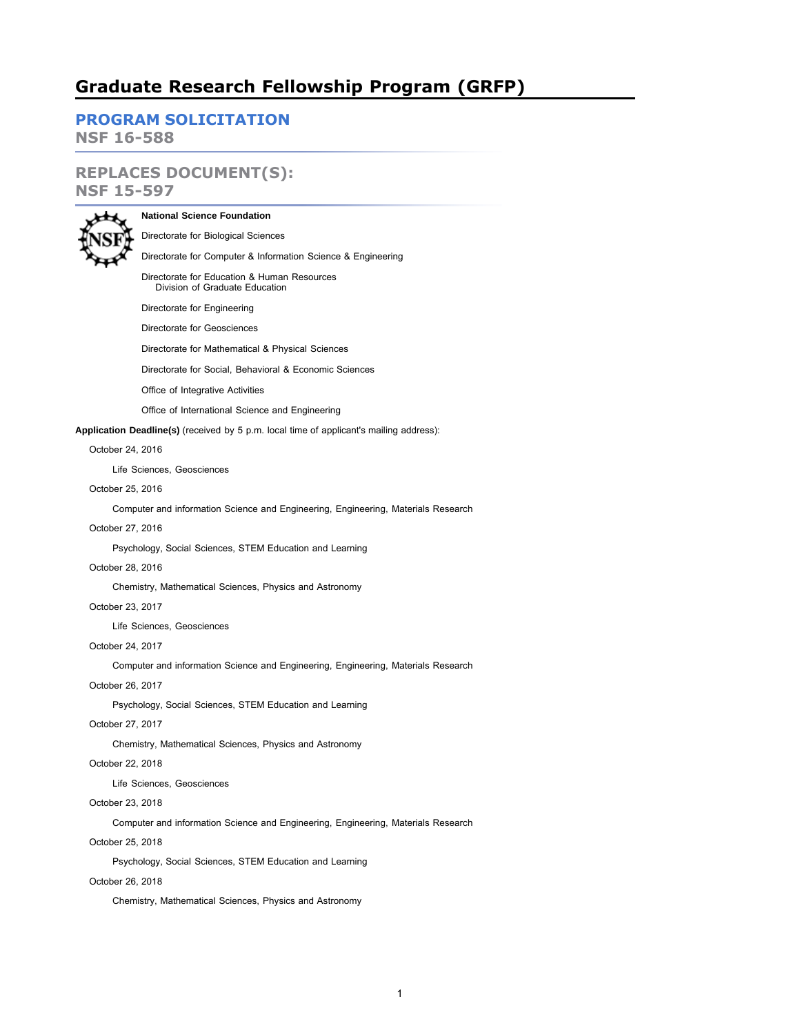# Graduate Research Fellowship Program (GRFP)

## PROGRAM SOLICITATION
## NSF 16-588

## REPLACES DOCUMENT(S):
## NSF 15-597

**National Science Foundation**

Directorate for Biological Sciences

Directorate for Computer & Information Science & Engineering

Directorate for Education & Human Resources
  Division of Graduate Education

Directorate for Engineering

Directorate for Geosciences

Directorate for Mathematical & Physical Sciences

Directorate for Social, Behavioral & Economic Sciences

Office of Integrative Activities

Office of International Science and Engineering

**Application Deadline(s)** (received by 5 p.m. local time of applicant's mailing address):

October 24, 2016

  Life Sciences, Geosciences

October 25, 2016

  Computer and information Science and Engineering, Engineering, Materials Research

October 27, 2016

  Psychology, Social Sciences, STEM Education and Learning

October 28, 2016

  Chemistry, Mathematical Sciences, Physics and Astronomy

October 23, 2017

  Life Sciences, Geosciences

October 24, 2017

  Computer and information Science and Engineering, Engineering, Materials Research

October 26, 2017

  Psychology, Social Sciences, STEM Education and Learning

October 27, 2017

  Chemistry, Mathematical Sciences, Physics and Astronomy

October 22, 2018

  Life Sciences, Geosciences

October 23, 2018

  Computer and information Science and Engineering, Engineering, Materials Research

October 25, 2018

  Psychology, Social Sciences, STEM Education and Learning

October 26, 2018

  Chemistry, Mathematical Sciences, Physics and Astronomy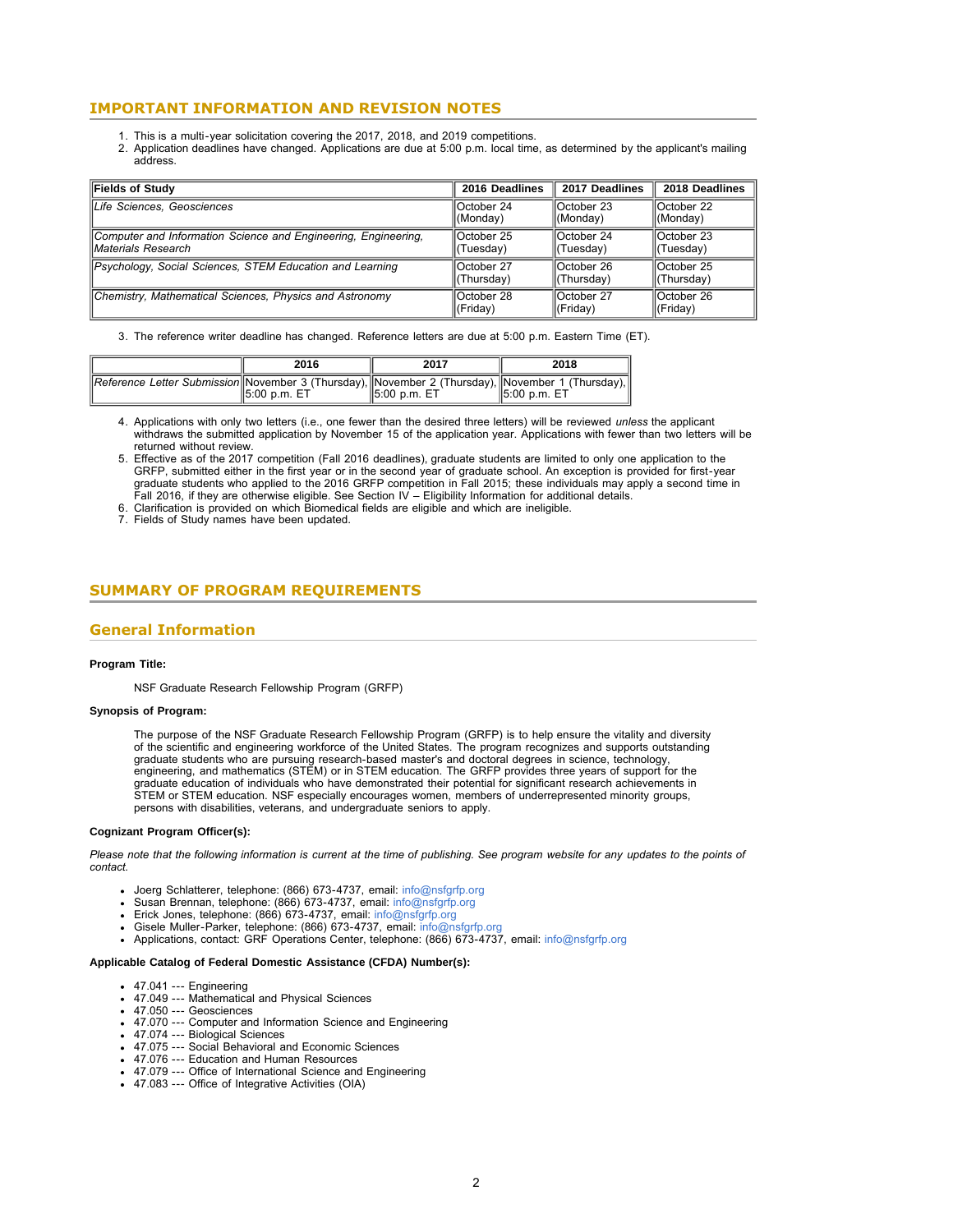## IMPORTANT INFORMATION AND REVISION NOTES

1. This is a multi-year solicitation covering the 2017, 2018, and 2019 competitions.
2. Application deadlines have changed. Applications are due at 5:00 p.m. local time, as determined by the applicant's mailing address.

| Fields of Study | 2016 Deadlines | 2017 Deadlines | 2018 Deadlines |
|---|---|---|---|
| *Life Sciences, Geosciences* | October 24 (Monday) | October 23 (Monday) | October 22 (Monday) |
| *Computer and Information Science and Engineering, Engineering, Materials Research* | October 25 (Tuesday) | October 24 (Tuesday) | October 23 (Tuesday) |
| *Psychology, Social Sciences, STEM Education and Learning* | October 27 (Thursday) | October 26 (Thursday) | October 25 (Thursday) |
| *Chemistry, Mathematical Sciences, Physics and Astronomy* | October 28 (Friday) | October 27 (Friday) | October 26 (Friday) |

3. The reference writer deadline has changed. Reference letters are due at 5:00 p.m. Eastern Time (ET).

| | 2016 | 2017 | 2018 |
|---|---|---|---|
| *Reference Letter Submission* | November 3 (Thursday), 5:00 p.m. ET | November 2 (Thursday), 5:00 p.m. ET | November 1 (Thursday), 5:00 p.m. ET |

4. Applications with only two letters (i.e., one fewer than the desired three letters) will be reviewed *unless* the applicant withdraws the submitted application by November 15 of the application year. Applications with fewer than two letters will be returned without review.
5. Effective as of the 2017 competition (Fall 2016 deadlines), graduate students are limited to only one application to the GRFP, submitted either in the first year or in the second year of graduate school. An exception is provided for first-year graduate students who applied to the 2016 GRFP competition in Fall 2015; these individuals may apply a second time in Fall 2016, if they are otherwise eligible. See Section IV – Eligibility Information for additional details.
6. Clarification is provided on which Biomedical fields are eligible and which are ineligible.
7. Fields of Study names have been updated.

## SUMMARY OF PROGRAM REQUIREMENTS

### General Information

**Program Title:**

NSF Graduate Research Fellowship Program (GRFP)

**Synopsis of Program:**

The purpose of the NSF Graduate Research Fellowship Program (GRFP) is to help ensure the vitality and diversity of the scientific and engineering workforce of the United States. The program recognizes and supports outstanding graduate students who are pursuing research-based master's and doctoral degrees in science, technology, engineering, and mathematics (STEM) or in STEM education. The GRFP provides three years of support for the graduate education of individuals who have demonstrated their potential for significant research achievements in STEM or STEM education. NSF especially encourages women, members of underrepresented minority groups, persons with disabilities, veterans, and undergraduate seniors to apply.

**Cognizant Program Officer(s):**

*Please note that the following information is current at the time of publishing. See program website for any updates to the points of contact.*

- Joerg Schlatterer, telephone: (866) 673-4737, email: info@nsfgrfp.org
- Susan Brennan, telephone: (866) 673-4737, email: info@nsfgrfp.org
- Erick Jones, telephone: (866) 673-4737, email: info@nsfgrfp.org
- Gisele Muller-Parker, telephone: (866) 673-4737, email: info@nsfgrfp.org
- Applications, contact: GRF Operations Center, telephone: (866) 673-4737, email: info@nsfgrfp.org

**Applicable Catalog of Federal Domestic Assistance (CFDA) Number(s):**

- 47.041 --- Engineering
- 47.049 --- Mathematical and Physical Sciences
- 47.050 --- Geosciences
- 47.070 --- Computer and Information Science and Engineering
- 47.074 --- Biological Sciences
- 47.075 --- Social Behavioral and Economic Sciences
- 47.076 --- Education and Human Resources
- 47.079 --- Office of International Science and Engineering
- 47.083 --- Office of Integrative Activities (OIA)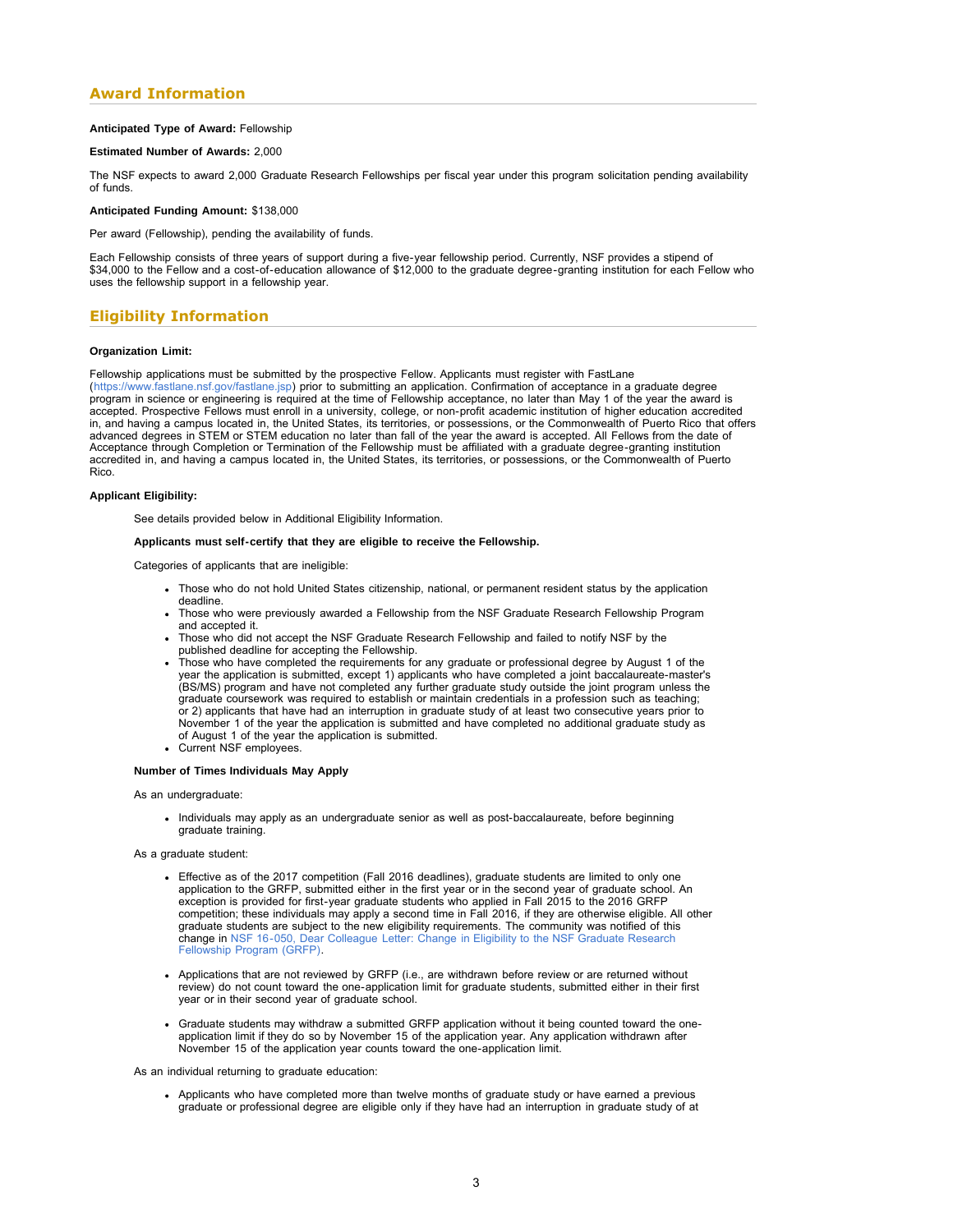## Award Information

**Anticipated Type of Award:** Fellowship

**Estimated Number of Awards:** 2,000

The NSF expects to award 2,000 Graduate Research Fellowships per fiscal year under this program solicitation pending availability of funds.

**Anticipated Funding Amount:** $138,000

Per award (Fellowship), pending the availability of funds.

Each Fellowship consists of three years of support during a five-year fellowship period. Currently, NSF provides a stipend of $34,000 to the Fellow and a cost-of-education allowance of $12,000 to the graduate degree-granting institution for each Fellow who uses the fellowship support in a fellowship year.

## Eligibility Information

**Organization Limit:**

Fellowship applications must be submitted by the prospective Fellow. Applicants must register with FastLane (https://www.fastlane.nsf.gov/fastlane.jsp) prior to submitting an application. Confirmation of acceptance in a graduate degree program in science or engineering is required at the time of Fellowship acceptance, no later than May 1 of the year the award is accepted. Prospective Fellows must enroll in a university, college, or non-profit academic institution of higher education accredited in, and having a campus located in, the United States, its territories, or possessions, or the Commonwealth of Puerto Rico that offers advanced degrees in STEM or STEM education no later than fall of the year the award is accepted. All Fellows from the date of Acceptance through Completion or Termination of the Fellowship must be affiliated with a graduate degree-granting institution accredited in, and having a campus located in, the United States, its territories, or possessions, or the Commonwealth of Puerto Rico.

**Applicant Eligibility:**

See details provided below in Additional Eligibility Information.

**Applicants must self-certify that they are eligible to receive the Fellowship.**

Categories of applicants that are ineligible:

- Those who do not hold United States citizenship, national, or permanent resident status by the application deadline.
- Those who were previously awarded a Fellowship from the NSF Graduate Research Fellowship Program and accepted it.
- Those who did not accept the NSF Graduate Research Fellowship and failed to notify NSF by the published deadline for accepting the Fellowship.
- Those who have completed the requirements for any graduate or professional degree by August 1 of the year the application is submitted, except 1) applicants who have completed a joint baccalaureate-master's (BS/MS) program and have not completed any further graduate study outside the joint program unless the graduate coursework was required to establish or maintain credentials in a profession such as teaching; or 2) applicants that have had an interruption in graduate study of at least two consecutive years prior to November 1 of the year the application is submitted and have completed no additional graduate study as of August 1 of the year the application is submitted.
- Current NSF employees.

**Number of Times Individuals May Apply**

As an undergraduate:

- Individuals may apply as an undergraduate senior as well as post-baccalaureate, before beginning graduate training.

As a graduate student:

- Effective as of the 2017 competition (Fall 2016 deadlines), graduate students are limited to only one application to the GRFP, submitted either in the first year or in the second year of graduate school. An exception is provided for first-year graduate students who applied in Fall 2015 to the 2016 GRFP competition; these individuals may apply a second time in Fall 2016, if they are otherwise eligible. All other graduate students are subject to the new eligibility requirements. The community was notified of this change in NSF 16-050, Dear Colleague Letter: Change in Eligibility to the NSF Graduate Research Fellowship Program (GRFP).

- Applications that are not reviewed by GRFP (i.e., are withdrawn before review or are returned without review) do not count toward the one-application limit for graduate students, submitted either in their first year or in their second year of graduate school.

- Graduate students may withdraw a submitted GRFP application without it being counted toward the one-application limit if they do so by November 15 of the application year. Any application withdrawn after November 15 of the application year counts toward the one-application limit.

As an individual returning to graduate education:

- Applicants who have completed more than twelve months of graduate study or have earned a previous graduate or professional degree are eligible only if they have had an interruption in graduate study of at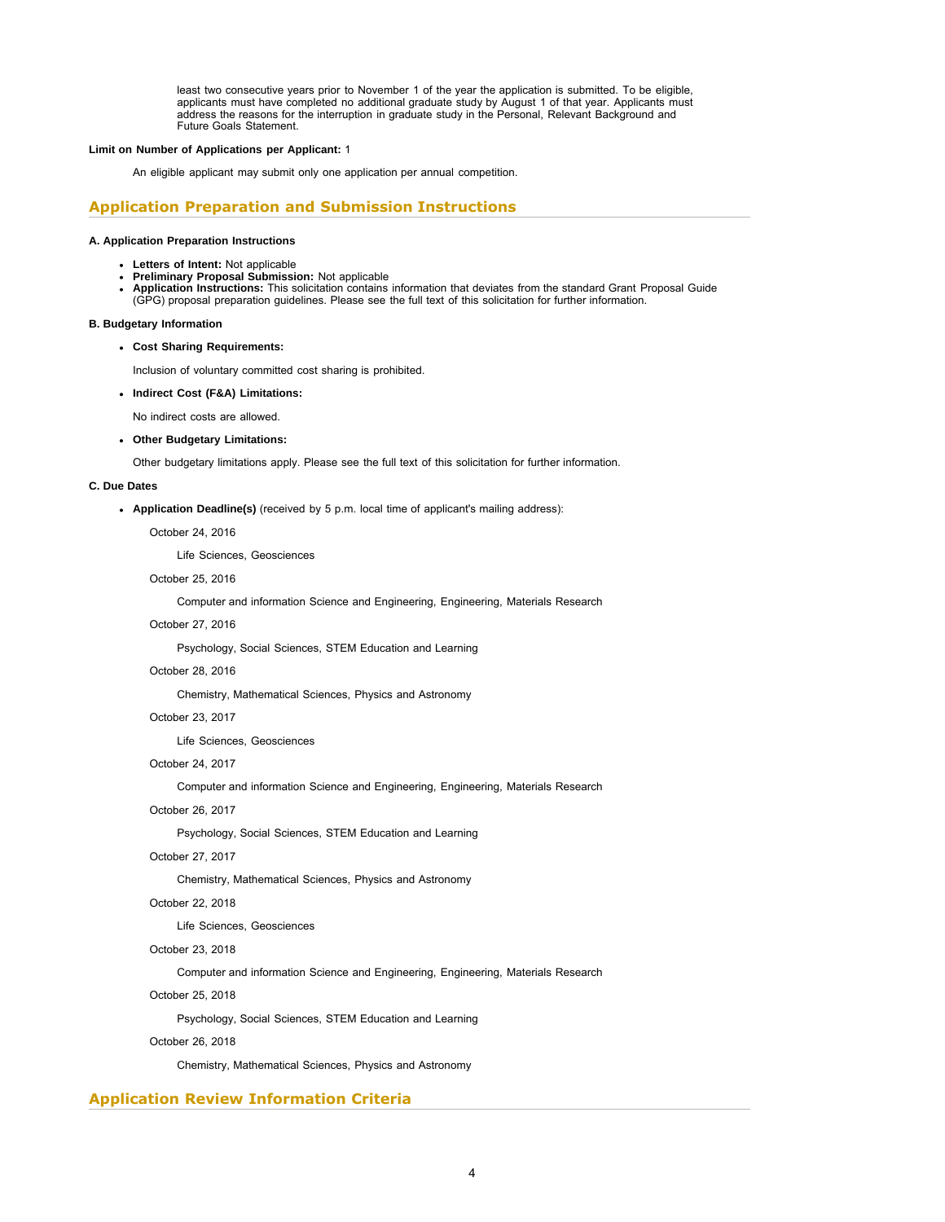least two consecutive years prior to November 1 of the year the application is submitted. To be eligible, applicants must have completed no additional graduate study by August 1 of that year. Applicants must address the reasons for the interruption in graduate study in the Personal, Relevant Background and Future Goals Statement.

**Limit on Number of Applications per Applicant:** 1

An eligible applicant may submit only one application per annual competition.

## Application Preparation and Submission Instructions

**A. Application Preparation Instructions**

- **Letters of Intent:** Not applicable
- **Preliminary Proposal Submission:** Not applicable
- **Application Instructions:** This solicitation contains information that deviates from the standard Grant Proposal Guide (GPG) proposal preparation guidelines. Please see the full text of this solicitation for further information.

**B. Budgetary Information**

- **Cost Sharing Requirements:**

  Inclusion of voluntary committed cost sharing is prohibited.

- **Indirect Cost (F&A) Limitations:**

  No indirect costs are allowed.

- **Other Budgetary Limitations:**

  Other budgetary limitations apply. Please see the full text of this solicitation for further information.

**C. Due Dates**

- **Application Deadline(s)** (received by 5 p.m. local time of applicant's mailing address):

  October 24, 2016

  Life Sciences, Geosciences

  October 25, 2016

  Computer and information Science and Engineering, Engineering, Materials Research

  October 27, 2016

  Psychology, Social Sciences, STEM Education and Learning

  October 28, 2016

  Chemistry, Mathematical Sciences, Physics and Astronomy

  October 23, 2017

  Life Sciences, Geosciences

  October 24, 2017

  Computer and information Science and Engineering, Engineering, Materials Research

  October 26, 2017

  Psychology, Social Sciences, STEM Education and Learning

  October 27, 2017

  Chemistry, Mathematical Sciences, Physics and Astronomy

  October 22, 2018

  Life Sciences, Geosciences

  October 23, 2018

  Computer and information Science and Engineering, Engineering, Materials Research

  October 25, 2018

  Psychology, Social Sciences, STEM Education and Learning

  October 26, 2018

  Chemistry, Mathematical Sciences, Physics and Astronomy

## Application Review Information Criteria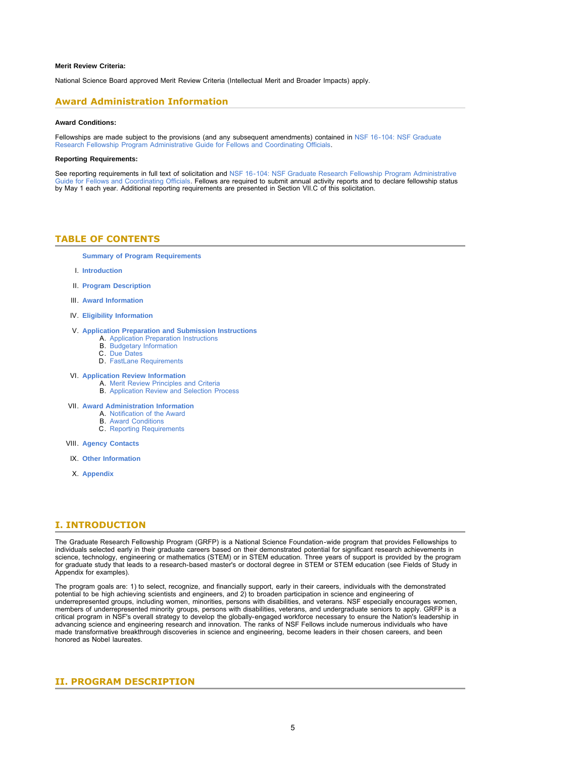**Merit Review Criteria:**

National Science Board approved Merit Review Criteria (Intellectual Merit and Broader Impacts) apply.

## Award Administration Information

**Award Conditions:**

Fellowships are made subject to the provisions (and any subsequent amendments) contained in NSF 16-104: NSF Graduate Research Fellowship Program Administrative Guide for Fellows and Coordinating Officials.

**Reporting Requirements:**

See reporting requirements in full text of solicitation and NSF 16-104: NSF Graduate Research Fellowship Program Administrative Guide for Fellows and Coordinating Officials. Fellows are required to submit annual activity reports and to declare fellowship status by May 1 each year. Additional reporting requirements are presented in Section VII.C of this solicitation.

## TABLE OF CONTENTS

**Summary of Program Requirements**

I. **Introduction**

II. **Program Description**

III. **Award Information**

IV. **Eligibility Information**

V. **Application Preparation and Submission Instructions**
   - A. Application Preparation Instructions
   - B. Budgetary Information
   - C. Due Dates
   - D. FastLane Requirements

VI. **Application Review Information**
   - A. Merit Review Principles and Criteria
   - B. Application Review and Selection Process

VII. **Award Administration Information**
   - A. Notification of the Award
   - B. Award Conditions
   - C. Reporting Requirements

VIII. **Agency Contacts**

IX. **Other Information**

X. **Appendix**

## I. INTRODUCTION

The Graduate Research Fellowship Program (GRFP) is a National Science Foundation-wide program that provides Fellowships to individuals selected early in their graduate careers based on their demonstrated potential for significant research achievements in science, technology, engineering or mathematics (STEM) or in STEM education. Three years of support is provided by the program for graduate study that leads to a research-based master's or doctoral degree in STEM or STEM education (see Fields of Study in Appendix for examples).

The program goals are: 1) to select, recognize, and financially support, early in their careers, individuals with the demonstrated potential to be high achieving scientists and engineers, and 2) to broaden participation in science and engineering of underrepresented groups, including women, minorities, persons with disabilities, and veterans. NSF especially encourages women, members of underrepresented minority groups, persons with disabilities, veterans, and undergraduate seniors to apply. GRFP is a critical program in NSF's overall strategy to develop the globally-engaged workforce necessary to ensure the Nation's leadership in advancing science and engineering research and innovation. The ranks of NSF Fellows include numerous individuals who have made transformative breakthrough discoveries in science and engineering, become leaders in their chosen careers, and been honored as Nobel laureates.

## II. PROGRAM DESCRIPTION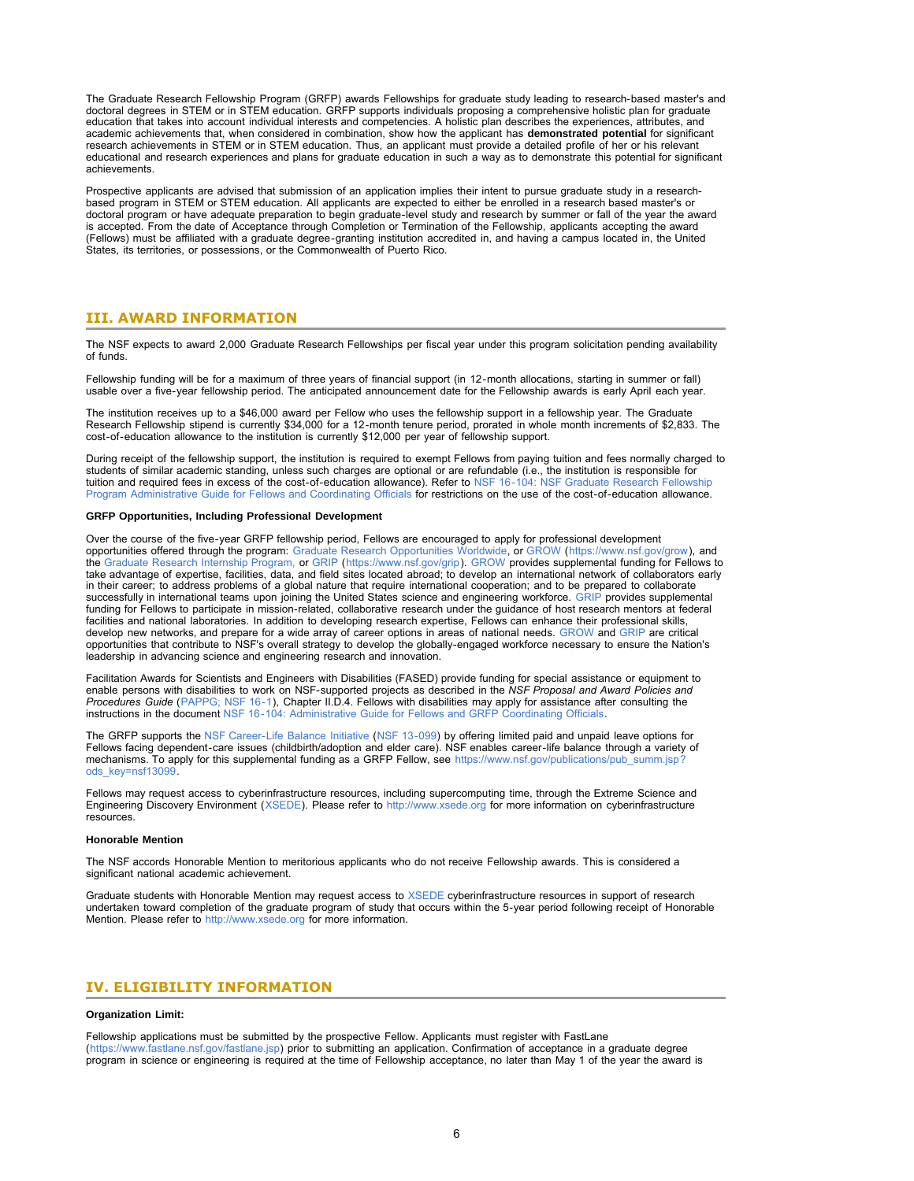The Graduate Research Fellowship Program (GRFP) awards Fellowships for graduate study leading to research-based master's and doctoral degrees in STEM or in STEM education. GRFP supports individuals proposing a comprehensive holistic plan for graduate education that takes into account individual interests and competencies. A holistic plan describes the experiences, attributes, and academic achievements that, when considered in combination, show how the applicant has **demonstrated potential** for significant research achievements in STEM or in STEM education. Thus, an applicant must provide a detailed profile of her or his relevant educational and research experiences and plans for graduate education in such a way as to demonstrate this potential for significant achievements.

Prospective applicants are advised that submission of an application implies their intent to pursue graduate study in a research-based program in STEM or STEM education. All applicants are expected to either be enrolled in a research based master's or doctoral program or have adequate preparation to begin graduate-level study and research by summer or fall of the year the award is accepted. From the date of Acceptance through Completion or Termination of the Fellowship, applicants accepting the award (Fellows) must be affiliated with a graduate degree-granting institution accredited in, and having a campus located in, the United States, its territories, or possessions, or the Commonwealth of Puerto Rico.

## III. AWARD INFORMATION

The NSF expects to award 2,000 Graduate Research Fellowships per fiscal year under this program solicitation pending availability of funds.

Fellowship funding will be for a maximum of three years of financial support (in 12-month allocations, starting in summer or fall) usable over a five-year fellowship period. The anticipated announcement date for the Fellowship awards is early April each year.

The institution receives up to a $46,000 award per Fellow who uses the fellowship support in a fellowship year. The Graduate Research Fellowship stipend is currently $34,000 for a 12-month tenure period, prorated in whole month increments of $2,833. The cost-of-education allowance to the institution is currently $12,000 per year of fellowship support.

During receipt of the fellowship support, the institution is required to exempt Fellows from paying tuition and fees normally charged to students of similar academic standing, unless such charges are optional or are refundable (i.e., the institution is responsible for tuition and required fees in excess of the cost-of-education allowance). Refer to NSF 16-104: NSF Graduate Research Fellowship Program Administrative Guide for Fellows and Coordinating Officials for restrictions on the use of the cost-of-education allowance.

**GRFP Opportunities, Including Professional Development**

Over the course of the five-year GRFP fellowship period, Fellows are encouraged to apply for professional development opportunities offered through the program: Graduate Research Opportunities Worldwide, or GROW (https://www.nsf.gov/grow), and the Graduate Research Internship Program, or GRIP (https://www.nsf.gov/grip). GROW provides supplemental funding for Fellows to take advantage of expertise, facilities, data, and field sites located abroad; to develop an international network of collaborators early in their career; to address problems of a global nature that require international cooperation; and to be prepared to collaborate successfully in international teams upon joining the United States science and engineering workforce. GRIP provides supplemental funding for Fellows to participate in mission-related, collaborative research under the guidance of host research mentors at federal facilities and national laboratories. In addition to developing research expertise, Fellows can enhance their professional skills, develop new networks, and prepare for a wide array of career options in areas of national needs. GROW and GRIP are critical opportunities that contribute to NSF's overall strategy to develop the globally-engaged workforce necessary to ensure the Nation's leadership in advancing science and engineering research and innovation.

Facilitation Awards for Scientists and Engineers with Disabilities (FASED) provide funding for special assistance or equipment to enable persons with disabilities to work on NSF-supported projects as described in the *NSF Proposal and Award Policies and Procedures Guide* (PAPPG; NSF 16-1), Chapter II.D.4. Fellows with disabilities may apply for assistance after consulting the instructions in the document NSF 16-104: Administrative Guide for Fellows and GRFP Coordinating Officials.

The GRFP supports the NSF Career-Life Balance Initiative (NSF 13-099) by offering limited paid and unpaid leave options for Fellows facing dependent-care issues (childbirth/adoption and elder care). NSF enables career-life balance through a variety of mechanisms. To apply for this supplemental funding as a GRFP Fellow, see https://www.nsf.gov/publications/pub_summ.jsp?ods_key=nsf13099.

Fellows may request access to cyberinfrastructure resources, including supercomputing time, through the Extreme Science and Engineering Discovery Environment (XSEDE). Please refer to http://www.xsede.org for more information on cyberinfrastructure resources.

**Honorable Mention**

The NSF accords Honorable Mention to meritorious applicants who do not receive Fellowship awards. This is considered a significant national academic achievement.

Graduate students with Honorable Mention may request access to XSEDE cyberinfrastructure resources in support of research undertaken toward completion of the graduate program of study that occurs within the 5-year period following receipt of Honorable Mention. Please refer to http://www.xsede.org for more information.

## IV. ELIGIBILITY INFORMATION

**Organization Limit:**

Fellowship applications must be submitted by the prospective Fellow. Applicants must register with FastLane (https://www.fastlane.nsf.gov/fastlane.jsp) prior to submitting an application. Confirmation of acceptance in a graduate degree program in science or engineering is required at the time of Fellowship acceptance, no later than May 1 of the year the award is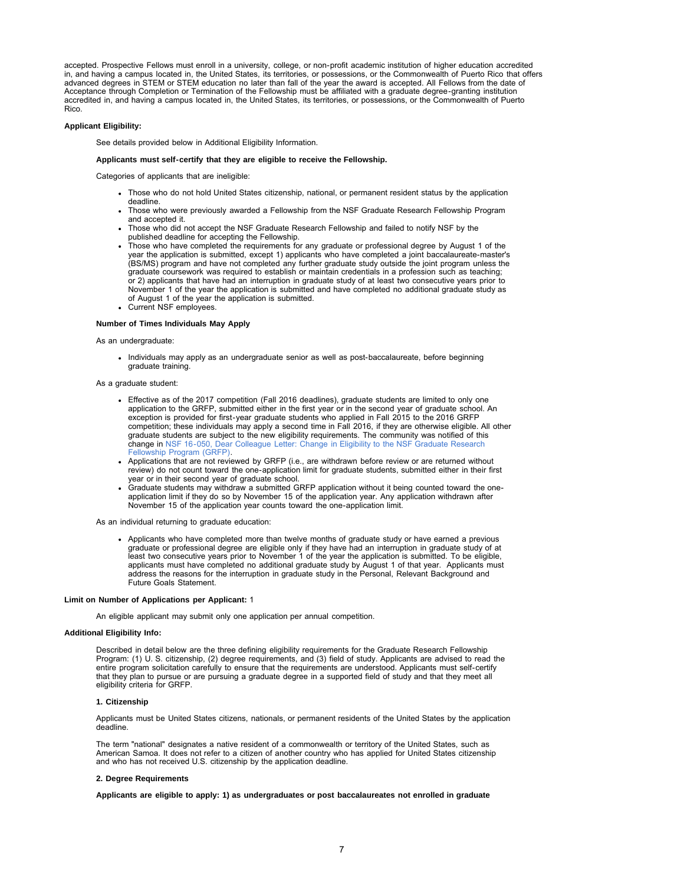accepted. Prospective Fellows must enroll in a university, college, or non-profit academic institution of higher education accredited in, and having a campus located in, the United States, its territories, or possessions, or the Commonwealth of Puerto Rico that offers advanced degrees in STEM or STEM education no later than fall of the year the award is accepted. All Fellows from the date of Acceptance through Completion or Termination of the Fellowship must be affiliated with a graduate degree-granting institution accredited in, and having a campus located in, the United States, its territories, or possessions, or the Commonwealth of Puerto Rico.

**Applicant Eligibility:**

See details provided below in Additional Eligibility Information.

**Applicants must self-certify that they are eligible to receive the Fellowship.**

Categories of applicants that are ineligible:

- Those who do not hold United States citizenship, national, or permanent resident status by the application deadline.
- Those who were previously awarded a Fellowship from the NSF Graduate Research Fellowship Program and accepted it.
- Those who did not accept the NSF Graduate Research Fellowship and failed to notify NSF by the published deadline for accepting the Fellowship.
- Those who have completed the requirements for any graduate or professional degree by August 1 of the year the application is submitted, except 1) applicants who have completed a joint baccalaureate-master's (BS/MS) program and have not completed any further graduate study outside the joint program unless the graduate coursework was required to establish or maintain credentials in a profession such as teaching; or 2) applicants that have had an interruption in graduate study of at least two consecutive years prior to November 1 of the year the application is submitted and have completed no additional graduate study as of August 1 of the year the application is submitted.
- Current NSF employees.

**Number of Times Individuals May Apply**

As an undergraduate:

- Individuals may apply as an undergraduate senior as well as post-baccalaureate, before beginning graduate training.

As a graduate student:

- Effective as of the 2017 competition (Fall 2016 deadlines), graduate students are limited to only one application to the GRFP, submitted either in the first year or in the second year of graduate school. An exception is provided for first-year graduate students who applied in Fall 2015 to the 2016 GRFP competition; these individuals may apply a second time in Fall 2016, if they are otherwise eligible. All other graduate students are subject to the new eligibility requirements. The community was notified of this change in NSF 16-050, Dear Colleague Letter: Change in Eligibility to the NSF Graduate Research Fellowship Program (GRFP).
- Applications that are not reviewed by GRFP (i.e., are withdrawn before review or are returned without review) do not count toward the one-application limit for graduate students, submitted either in their first year or in their second year of graduate school.
- Graduate students may withdraw a submitted GRFP application without it being counted toward the one-application limit if they do so by November 15 of the application year. Any application withdrawn after November 15 of the application year counts toward the one-application limit.

As an individual returning to graduate education:

- Applicants who have completed more than twelve months of graduate study or have earned a previous graduate or professional degree are eligible only if they have had an interruption in graduate study of at least two consecutive years prior to November 1 of the year the application is submitted. To be eligible, applicants must have completed no additional graduate study by August 1 of that year. Applicants must address the reasons for the interruption in graduate study in the Personal, Relevant Background and Future Goals Statement.

**Limit on Number of Applications per Applicant:** 1

An eligible applicant may submit only one application per annual competition.

**Additional Eligibility Info:**

Described in detail below are the three defining eligibility requirements for the Graduate Research Fellowship Program: (1) U. S. citizenship, (2) degree requirements, and (3) field of study. Applicants are advised to read the entire program solicitation carefully to ensure that the requirements are understood. Applicants must self-certify that they plan to pursue or are pursuing a graduate degree in a supported field of study and that they meet all eligibility criteria for GRFP.

**1. Citizenship**

Applicants must be United States citizens, nationals, or permanent residents of the United States by the application deadline.

The term "national" designates a native resident of a commonwealth or territory of the United States, such as American Samoa. It does not refer to a citizen of another country who has applied for United States citizenship and who has not received U.S. citizenship by the application deadline.

**2. Degree Requirements**

**Applicants are eligible to apply: 1) as undergraduates or post baccalaureates not enrolled in graduate**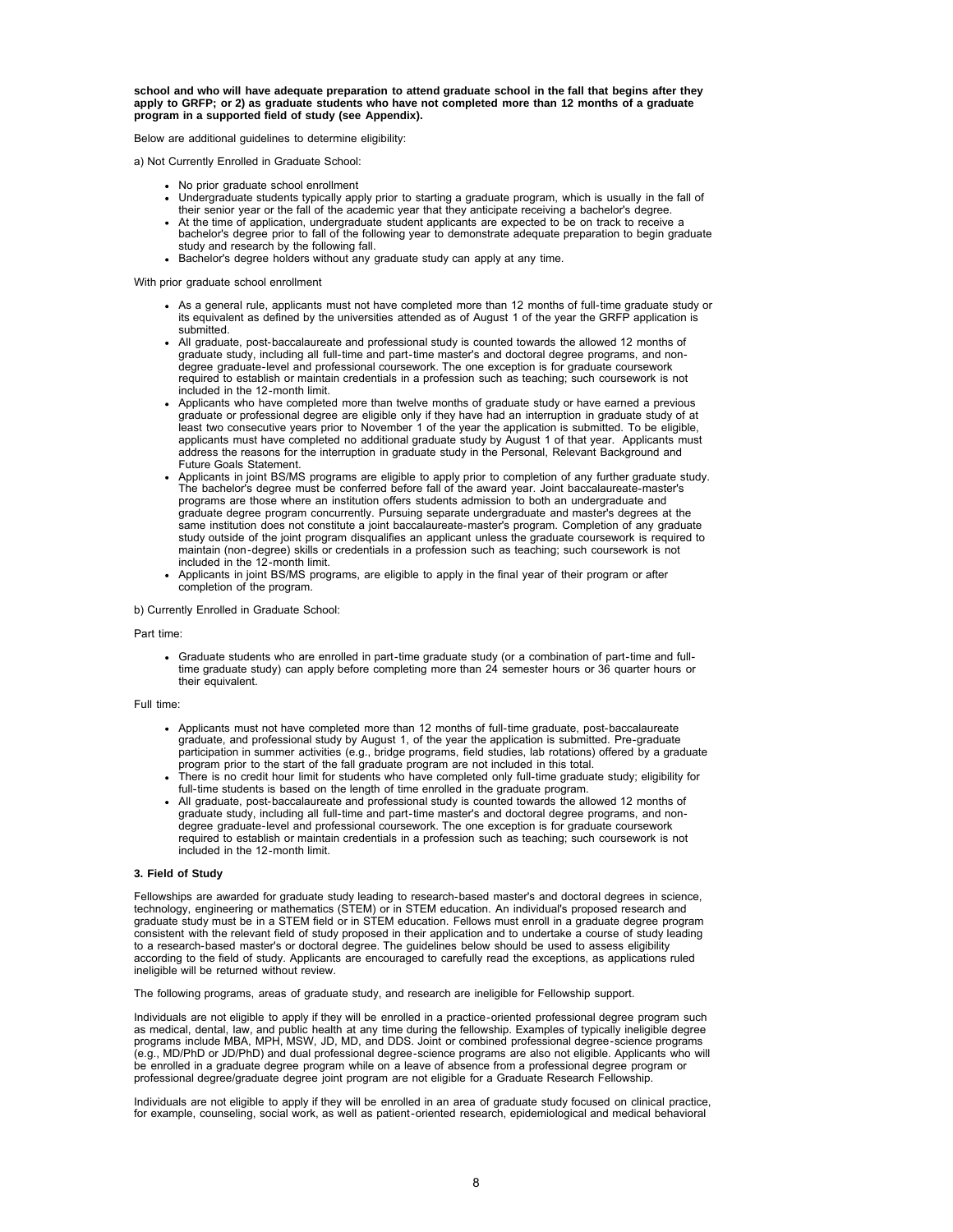**school and who will have adequate preparation to attend graduate school in the fall that begins after they apply to GRFP; or 2) as graduate students who have not completed more than 12 months of a graduate program in a supported field of study (see Appendix).**

Below are additional guidelines to determine eligibility:

a) Not Currently Enrolled in Graduate School:

- No prior graduate school enrollment
- Undergraduate students typically apply prior to starting a graduate program, which is usually in the fall of their senior year or the fall of the academic year that they anticipate receiving a bachelor's degree.
- At the time of application, undergraduate student applicants are expected to be on track to receive a bachelor's degree prior to fall of the following year to demonstrate adequate preparation to begin graduate study and research by the following fall.
- Bachelor's degree holders without any graduate study can apply at any time.

With prior graduate school enrollment

- As a general rule, applicants must not have completed more than 12 months of full-time graduate study or its equivalent as defined by the universities attended as of August 1 of the year the GRFP application is submitted.
- All graduate, post-baccalaureate and professional study is counted towards the allowed 12 months of graduate study, including all full-time and part-time master's and doctoral degree programs, and non-degree graduate-level and professional coursework. The one exception is for graduate coursework required to establish or maintain credentials in a profession such as teaching; such coursework is not included in the 12-month limit.
- Applicants who have completed more than twelve months of graduate study or have earned a previous graduate or professional degree are eligible only if they have had an interruption in graduate study of at least two consecutive years prior to November 1 of the year the application is submitted. To be eligible, applicants must have completed no additional graduate study by August 1 of that year. Applicants must address the reasons for the interruption in graduate study in the Personal, Relevant Background and Future Goals Statement.
- Applicants in joint BS/MS programs are eligible to apply prior to completion of any further graduate study. The bachelor's degree must be conferred before fall of the award year. Joint baccalaureate-master's programs are those where an institution offers students admission to both an undergraduate and graduate degree program concurrently. Pursuing separate undergraduate and master's degrees at the same institution does not constitute a joint baccalaureate-master's program. Completion of any graduate study outside of the joint program disqualifies an applicant unless the graduate coursework is required to maintain (non-degree) skills or credentials in a profession such as teaching; such coursework is not included in the 12-month limit.
- Applicants in joint BS/MS programs, are eligible to apply in the final year of their program or after completion of the program.

b) Currently Enrolled in Graduate School:

Part time:

- Graduate students who are enrolled in part-time graduate study (or a combination of part-time and full-time graduate study) can apply before completing more than 24 semester hours or 36 quarter hours or their equivalent.

Full time:

- Applicants must not have completed more than 12 months of full-time graduate, post-baccalaureate graduate, and professional study by August 1, of the year the application is submitted. Pre-graduate participation in summer activities (e.g., bridge programs, field studies, lab rotations) offered by a graduate program prior to the start of the fall graduate program are not included in this total.
- There is no credit hour limit for students who have completed only full-time graduate study; eligibility for full-time students is based on the length of time enrolled in the graduate program.
- All graduate, post-baccalaureate and professional study is counted towards the allowed 12 months of graduate study, including all full-time and part-time master's and doctoral degree programs, and non-degree graduate-level and professional coursework. The one exception is for graduate coursework required to establish or maintain credentials in a profession such as teaching; such coursework is not included in the 12-month limit.

**3. Field of Study**

Fellowships are awarded for graduate study leading to research-based master's and doctoral degrees in science, technology, engineering or mathematics (STEM) or in STEM education. An individual's proposed research and graduate study must be in a STEM field or in STEM education. Fellows must enroll in a graduate degree program consistent with the relevant field of study proposed in their application and to undertake a course of study leading to a research-based master's or doctoral degree. The guidelines below should be used to assess eligibility according to the field of study. Applicants are encouraged to carefully read the exceptions, as applications ruled ineligible will be returned without review.

The following programs, areas of graduate study, and research are ineligible for Fellowship support.

Individuals are not eligible to apply if they will be enrolled in a practice-oriented professional degree program such as medical, dental, law, and public health at any time during the fellowship. Examples of typically ineligible degree programs include MBA, MPH, MSW, JD, MD, and DDS. Joint or combined professional degree-science programs (e.g., MD/PhD or JD/PhD) and dual professional degree-science programs are also not eligible. Applicants who will be enrolled in a graduate degree program while on a leave of absence from a professional degree program or professional degree/graduate degree joint program are not eligible for a Graduate Research Fellowship.

Individuals are not eligible to apply if they will be enrolled in an area of graduate study focused on clinical practice, for example, counseling, social work, as well as patient-oriented research, epidemiological and medical behavioral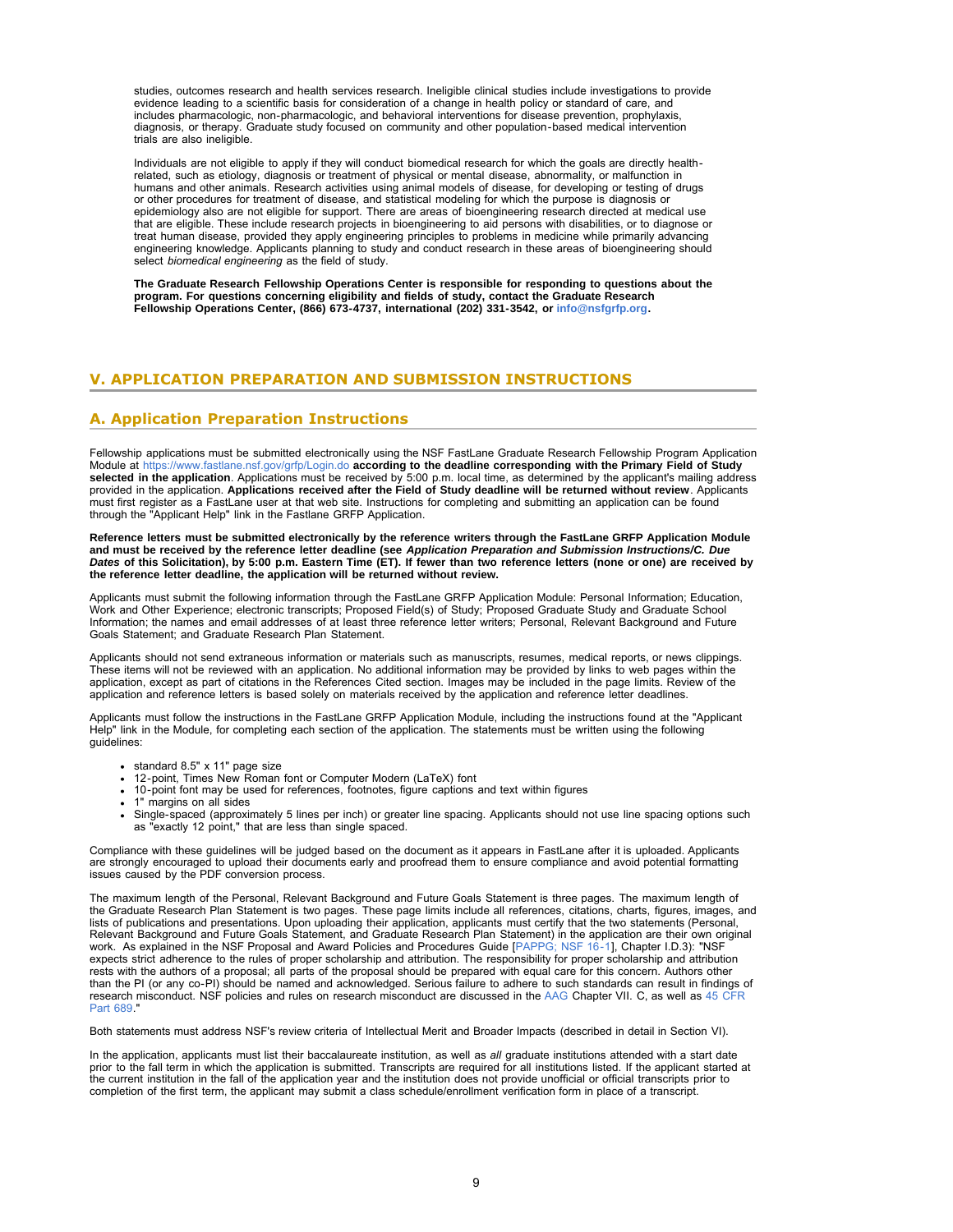studies, outcomes research and health services research. Ineligible clinical studies include investigations to provide evidence leading to a scientific basis for consideration of a change in health policy or standard of care, and includes pharmacologic, non-pharmacologic, and behavioral interventions for disease prevention, prophylaxis, diagnosis, or therapy. Graduate study focused on community and other population-based medical intervention trials are also ineligible.

Individuals are not eligible to apply if they will conduct biomedical research for which the goals are directly health-related, such as etiology, diagnosis or treatment of physical or mental disease, abnormality, or malfunction in humans and other animals. Research activities using animal models of disease, for developing or testing of drugs or other procedures for treatment of disease, and statistical modeling for which the purpose is diagnosis or epidemiology also are not eligible for support. There are areas of bioengineering research directed at medical use that are eligible. These include research projects in bioengineering to aid persons with disabilities, or to diagnose or treat human disease, provided they apply engineering principles to problems in medicine while primarily advancing engineering knowledge. Applicants planning to study and conduct research in these areas of bioengineering should select *biomedical engineering* as the field of study.

**The Graduate Research Fellowship Operations Center is responsible for responding to questions about the program. For questions concerning eligibility and fields of study, contact the Graduate Research Fellowship Operations Center, (866) 673-4737, international (202) 331-3542, or info@nsfgrfp.org.**

## V. APPLICATION PREPARATION AND SUBMISSION INSTRUCTIONS

### A. Application Preparation Instructions

Fellowship applications must be submitted electronically using the NSF FastLane Graduate Research Fellowship Program Application Module at https://www.fastlane.nsf.gov/grfp/Login.do **according to the deadline corresponding with the Primary Field of Study selected in the application**. Applications must be received by 5:00 p.m. local time, as determined by the applicant's mailing address provided in the application. **Applications received after the Field of Study deadline will be returned without review**. Applicants must first register as a FastLane user at that web site. Instructions for completing and submitting an application can be found through the "Applicant Help" link in the Fastlane GRFP Application.

**Reference letters must be submitted electronically by the reference writers through the FastLane GRFP Application Module and must be received by the reference letter deadline (see *Application Preparation and Submission Instructions/C. Due Dates* of this Solicitation), by 5:00 p.m. Eastern Time (ET). If fewer than two reference letters (none or one) are received by the reference letter deadline, the application will be returned without review.**

Applicants must submit the following information through the FastLane GRFP Application Module: Personal Information; Education, Work and Other Experience; electronic transcripts; Proposed Field(s) of Study; Proposed Graduate Study and Graduate School Information; the names and email addresses of at least three reference letter writers; Personal, Relevant Background and Future Goals Statement; and Graduate Research Plan Statement.

Applicants should not send extraneous information or materials such as manuscripts, resumes, medical reports, or news clippings. These items will not be reviewed with an application. No additional information may be provided by links to web pages within the application, except as part of citations in the References Cited section. Images may be included in the page limits. Review of the application and reference letters is based solely on materials received by the application and reference letter deadlines.

Applicants must follow the instructions in the FastLane GRFP Application Module, including the instructions found at the "Applicant Help" link in the Module, for completing each section of the application. The statements must be written using the following guidelines:

- standard 8.5" x 11" page size
- 12-point, Times New Roman font or Computer Modern (LaTeX) font
- 10-point font may be used for references, footnotes, figure captions and text within figures
- 1" margins on all sides
- Single-spaced (approximately 5 lines per inch) or greater line spacing. Applicants should not use line spacing options such as "exactly 12 point," that are less than single spaced.

Compliance with these guidelines will be judged based on the document as it appears in FastLane after it is uploaded. Applicants are strongly encouraged to upload their documents early and proofread them to ensure compliance and avoid potential formatting issues caused by the PDF conversion process.

The maximum length of the Personal, Relevant Background and Future Goals Statement is three pages. The maximum length of the Graduate Research Plan Statement is two pages. These page limits include all references, citations, charts, figures, images, and lists of publications and presentations. Upon uploading their application, applicants must certify that the two statements (Personal, Relevant Background and Future Goals Statement, and Graduate Research Plan Statement) in the application are their own original work. As explained in the NSF Proposal and Award Policies and Procedures Guide [PAPPG; NSF 16-1], Chapter I.D.3): "NSF expects strict adherence to the rules of proper scholarship and attribution. The responsibility for proper scholarship and attribution rests with the authors of a proposal; all parts of the proposal should be prepared with equal care for this concern. Authors other than the PI (or any co-PI) should be named and acknowledged. Serious failure to adhere to such standards can result in findings of research misconduct. NSF policies and rules on research misconduct are discussed in the AAG Chapter VII. C, as well as 45 CFR Part 689."

Both statements must address NSF's review criteria of Intellectual Merit and Broader Impacts (described in detail in Section VI).

In the application, applicants must list their baccalaureate institution, as well as *all* graduate institutions attended with a start date prior to the fall term in which the application is submitted. Transcripts are required for all institutions listed. If the applicant started at the current institution in the fall of the application year and the institution does not provide unofficial or official transcripts prior to completion of the first term, the applicant may submit a class schedule/enrollment verification form in place of a transcript.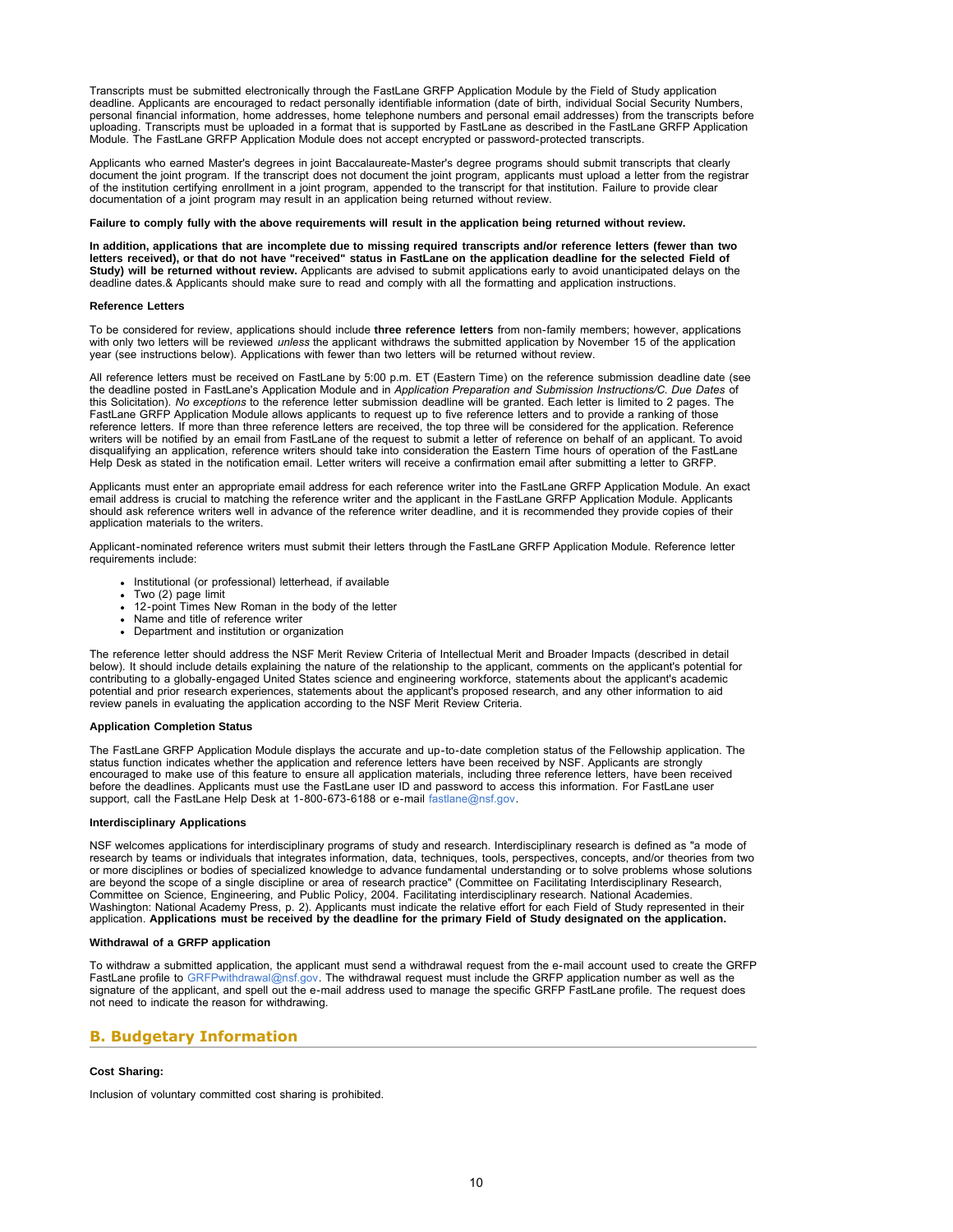Transcripts must be submitted electronically through the FastLane GRFP Application Module by the Field of Study application deadline. Applicants are encouraged to redact personally identifiable information (date of birth, individual Social Security Numbers, personal financial information, home addresses, home telephone numbers and personal email addresses) from the transcripts before uploading. Transcripts must be uploaded in a format that is supported by FastLane as described in the FastLane GRFP Application Module. The FastLane GRFP Application Module does not accept encrypted or password-protected transcripts.

Applicants who earned Master's degrees in joint Baccalaureate-Master's degree programs should submit transcripts that clearly document the joint program. If the transcript does not document the joint program, applicants must upload a letter from the registrar of the institution certifying enrollment in a joint program, appended to the transcript for that institution. Failure to provide clear documentation of a joint program may result in an application being returned without review.

**Failure to comply fully with the above requirements will result in the application being returned without review.**

**In addition, applications that are incomplete due to missing required transcripts and/or reference letters (fewer than two letters received), or that do not have "received" status in FastLane on the application deadline for the selected Field of Study) will be returned without review.** Applicants are advised to submit applications early to avoid unanticipated delays on the deadline dates.& Applicants should make sure to read and comply with all the formatting and application instructions.

**Reference Letters**

To be considered for review, applications should include **three reference letters** from non-family members; however, applications with only two letters will be reviewed *unless* the applicant withdraws the submitted application by November 15 of the application year (see instructions below). Applications with fewer than two letters will be returned without review.

All reference letters must be received on FastLane by 5:00 p.m. ET (Eastern Time) on the reference submission deadline date (see the deadline posted in FastLane's Application Module and in *Application Preparation and Submission Instructions/C. Due Dates* of this Solicitation). *No exceptions* to the reference letter submission deadline will be granted. Each letter is limited to 2 pages. The FastLane GRFP Application Module allows applicants to request up to five reference letters and to provide a ranking of those reference letters. If more than three reference letters are received, the top three will be considered for the application. Reference writers will be notified by an email from FastLane of the request to submit a letter of reference on behalf of an applicant. To avoid disqualifying an application, reference writers should take into consideration the Eastern Time hours of operation of the FastLane Help Desk as stated in the notification email. Letter writers will receive a confirmation email after submitting a letter to GRFP.

Applicants must enter an appropriate email address for each reference writer into the FastLane GRFP Application Module. An exact email address is crucial to matching the reference writer and the applicant in the FastLane GRFP Application Module. Applicants should ask reference writers well in advance of the reference writer deadline, and it is recommended they provide copies of their application materials to the writers.

Applicant-nominated reference writers must submit their letters through the FastLane GRFP Application Module. Reference letter requirements include:

- Institutional (or professional) letterhead, if available
- Two (2) page limit
- 12-point Times New Roman in the body of the letter
- Name and title of reference writer
- Department and institution or organization

The reference letter should address the NSF Merit Review Criteria of Intellectual Merit and Broader Impacts (described in detail below). It should include details explaining the nature of the relationship to the applicant, comments on the applicant's potential for contributing to a globally-engaged United States science and engineering workforce, statements about the applicant's academic potential and prior research experiences, statements about the applicant's proposed research, and any other information to aid review panels in evaluating the application according to the NSF Merit Review Criteria.

**Application Completion Status**

The FastLane GRFP Application Module displays the accurate and up-to-date completion status of the Fellowship application. The status function indicates whether the application and reference letters have been received by NSF. Applicants are strongly encouraged to make use of this feature to ensure all application materials, including three reference letters, have been received before the deadlines. Applicants must use the FastLane user ID and password to access this information. For FastLane user support, call the FastLane Help Desk at 1-800-673-6188 or e-mail fastlane@nsf.gov.

**Interdisciplinary Applications**

NSF welcomes applications for interdisciplinary programs of study and research. Interdisciplinary research is defined as "a mode of research by teams or individuals that integrates information, data, techniques, tools, perspectives, concepts, and/or theories from two or more disciplines or bodies of specialized knowledge to advance fundamental understanding or to solve problems whose solutions are beyond the scope of a single discipline or area of research practice" (Committee on Facilitating Interdisciplinary Research, Committee on Science, Engineering, and Public Policy, 2004. Facilitating interdisciplinary research. National Academies. Washington: National Academy Press, p. 2). Applicants must indicate the relative effort for each Field of Study represented in their application. **Applications must be received by the deadline for the primary Field of Study designated on the application.**

**Withdrawal of a GRFP application**

To withdraw a submitted application, the applicant must send a withdrawal request from the e-mail account used to create the GRFP FastLane profile to GRFPwithdrawal@nsf.gov. The withdrawal request must include the GRFP application number as well as the signature of the applicant, and spell out the e-mail address used to manage the specific GRFP FastLane profile. The request does not need to indicate the reason for withdrawing.

## B. Budgetary Information

**Cost Sharing:**

Inclusion of voluntary committed cost sharing is prohibited.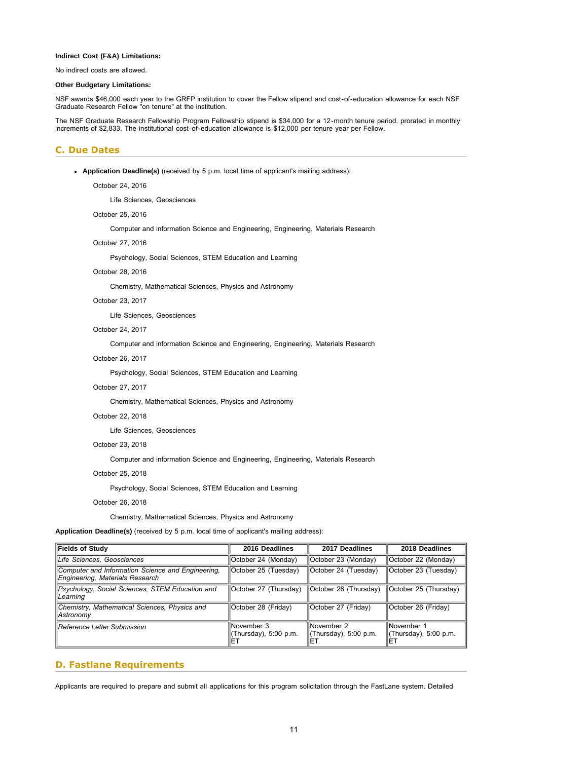**Indirect Cost (F&A) Limitations:**

No indirect costs are allowed.

**Other Budgetary Limitations:**

NSF awards $46,000 each year to the GRFP institution to cover the Fellow stipend and cost-of-education allowance for each NSF Graduate Research Fellow "on tenure" at the institution.

The NSF Graduate Research Fellowship Program Fellowship stipend is $34,000 for a 12-month tenure period, prorated in monthly increments of $2,833. The institutional cost-of-education allowance is $12,000 per tenure year per Fellow.

## C. Due Dates

- **Application Deadline(s)** (received by 5 p.m. local time of applicant's mailing address):

  October 24, 2016

  Life Sciences, Geosciences

  October 25, 2016

  Computer and information Science and Engineering, Engineering, Materials Research

  October 27, 2016

  Psychology, Social Sciences, STEM Education and Learning

  October 28, 2016

  Chemistry, Mathematical Sciences, Physics and Astronomy

  October 23, 2017

  Life Sciences, Geosciences

  October 24, 2017

  Computer and information Science and Engineering, Engineering, Materials Research

  October 26, 2017

  Psychology, Social Sciences, STEM Education and Learning

  October 27, 2017

  Chemistry, Mathematical Sciences, Physics and Astronomy

  October 22, 2018

  Life Sciences, Geosciences

  October 23, 2018

  Computer and information Science and Engineering, Engineering, Materials Research

  October 25, 2018

  Psychology, Social Sciences, STEM Education and Learning

  October 26, 2018

  Chemistry, Mathematical Sciences, Physics and Astronomy

**Application Deadline(s)** (received by 5 p.m. local time of applicant's mailing address):

| Fields of Study | 2016 Deadlines | 2017 Deadlines | 2018 Deadlines |
|---|---|---|---|
| *Life Sciences, Geosciences* | October 24 (Monday) | October 23 (Monday) | October 22 (Monday) |
| *Computer and Information Science and Engineering, Engineering, Materials Research* | October 25 (Tuesday) | October 24 (Tuesday) | October 23 (Tuesday) |
| *Psychology, Social Sciences, STEM Education and Learning* | October 27 (Thursday) | October 26 (Thursday) | October 25 (Thursday) |
| *Chemistry, Mathematical Sciences, Physics and Astronomy* | October 28 (Friday) | October 27 (Friday) | October 26 (Friday) |
| *Reference Letter Submission* | November 3 (Thursday), 5:00 p.m. ET | November 2 (Thursday), 5:00 p.m. ET | November 1 (Thursday), 5:00 p.m. ET |

## D. Fastlane Requirements

Applicants are required to prepare and submit all applications for this program solicitation through the FastLane system. Detailed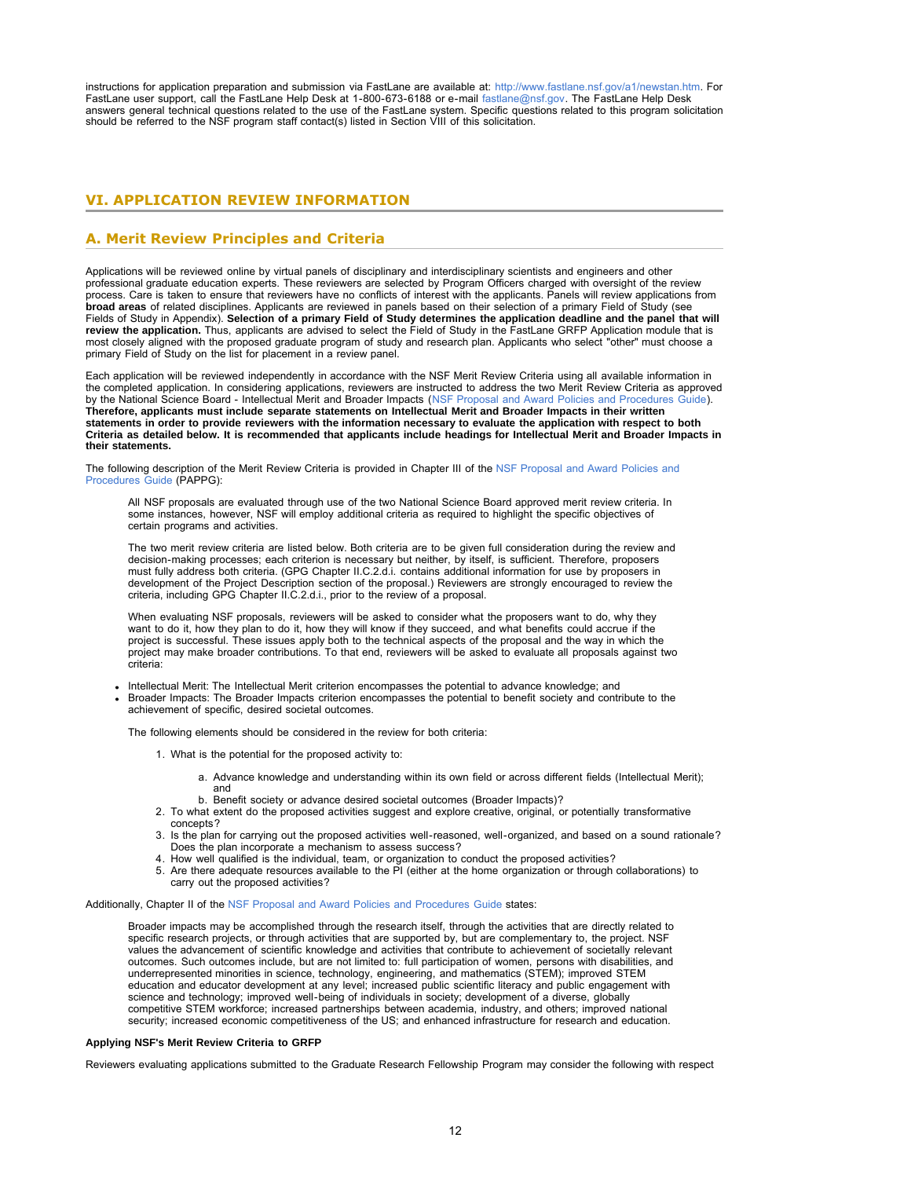instructions for application preparation and submission via FastLane are available at: http://www.fastlane.nsf.gov/a1/newstan.htm. For FastLane user support, call the FastLane Help Desk at 1-800-673-6188 or e-mail fastlane@nsf.gov. The FastLane Help Desk answers general technical questions related to the use of the FastLane system. Specific questions related to this program solicitation should be referred to the NSF program staff contact(s) listed in Section VIII of this solicitation.

## VI. APPLICATION REVIEW INFORMATION

### A. Merit Review Principles and Criteria

Applications will be reviewed online by virtual panels of disciplinary and interdisciplinary scientists and engineers and other professional graduate education experts. These reviewers are selected by Program Officers charged with oversight of the review process. Care is taken to ensure that reviewers have no conflicts of interest with the applicants. Panels will review applications from **broad areas** of related disciplines. Applicants are reviewed in panels based on their selection of a primary Field of Study (see Fields of Study in Appendix). **Selection of a primary Field of Study determines the application deadline and the panel that will review the application.** Thus, applicants are advised to select the Field of Study in the FastLane GRFP Application module that is most closely aligned with the proposed graduate program of study and research plan. Applicants who select "other" must choose a primary Field of Study on the list for placement in a review panel.

Each application will be reviewed independently in accordance with the NSF Merit Review Criteria using all available information in the completed application. In considering applications, reviewers are instructed to address the two Merit Review Criteria as approved by the National Science Board - Intellectual Merit and Broader Impacts (NSF Proposal and Award Policies and Procedures Guide). **Therefore, applicants must include separate statements on Intellectual Merit and Broader Impacts in their written statements in order to provide reviewers with the information necessary to evaluate the application with respect to both Criteria as detailed below. It is recommended that applicants include headings for Intellectual Merit and Broader Impacts in their statements.**

The following description of the Merit Review Criteria is provided in Chapter III of the NSF Proposal and Award Policies and Procedures Guide (PAPPG):

> All NSF proposals are evaluated through use of the two National Science Board approved merit review criteria. In some instances, however, NSF will employ additional criteria as required to highlight the specific objectives of certain programs and activities.
>
> The two merit review criteria are listed below. Both criteria are to be given full consideration during the review and decision-making processes; each criterion is necessary but neither, by itself, is sufficient. Therefore, proposers must fully address both criteria. (GPG Chapter II.C.2.d.i. contains additional information for use by proposers in development of the Project Description section of the proposal.) Reviewers are strongly encouraged to review the criteria, including GPG Chapter II.C.2.d.i., prior to the review of a proposal.
>
> When evaluating NSF proposals, reviewers will be asked to consider what the proposers want to do, why they want to do it, how they plan to do it, how they will know if they succeed, and what benefits could accrue if the project is successful. These issues apply both to the technical aspects of the proposal and the way in which the project may make broader contributions. To that end, reviewers will be asked to evaluate all proposals against two criteria:

- Intellectual Merit: The Intellectual Merit criterion encompasses the potential to advance knowledge; and
- Broader Impacts: The Broader Impacts criterion encompasses the potential to benefit society and contribute to the achievement of specific, desired societal outcomes.

> The following elements should be considered in the review for both criteria:
>
> 1. What is the potential for the proposed activity to:
>     a. Advance knowledge and understanding within its own field or across different fields (Intellectual Merit); and
>     b. Benefit society or advance desired societal outcomes (Broader Impacts)?
> 2. To what extent do the proposed activities suggest and explore creative, original, or potentially transformative concepts?
> 3. Is the plan for carrying out the proposed activities well-reasoned, well-organized, and based on a sound rationale? Does the plan incorporate a mechanism to assess success?
> 4. How well qualified is the individual, team, or organization to conduct the proposed activities?
> 5. Are there adequate resources available to the PI (either at the home organization or through collaborations) to carry out the proposed activities?

Additionally, Chapter II of the NSF Proposal and Award Policies and Procedures Guide states:

> Broader impacts may be accomplished through the research itself, through the activities that are directly related to specific research projects, or through activities that are supported by, but are complementary to, the project. NSF values the advancement of scientific knowledge and activities that contribute to achievement of societally relevant outcomes. Such outcomes include, but are not limited to: full participation of women, persons with disabilities, and underrepresented minorities in science, technology, engineering, and mathematics (STEM); improved STEM education and educator development at any level; increased public scientific literacy and public engagement with science and technology; improved well-being of individuals in society; development of a diverse, globally competitive STEM workforce; increased partnerships between academia, industry, and others; improved national security; increased economic competitiveness of the US; and enhanced infrastructure for research and education.

**Applying NSF's Merit Review Criteria to GRFP**

Reviewers evaluating applications submitted to the Graduate Research Fellowship Program may consider the following with respect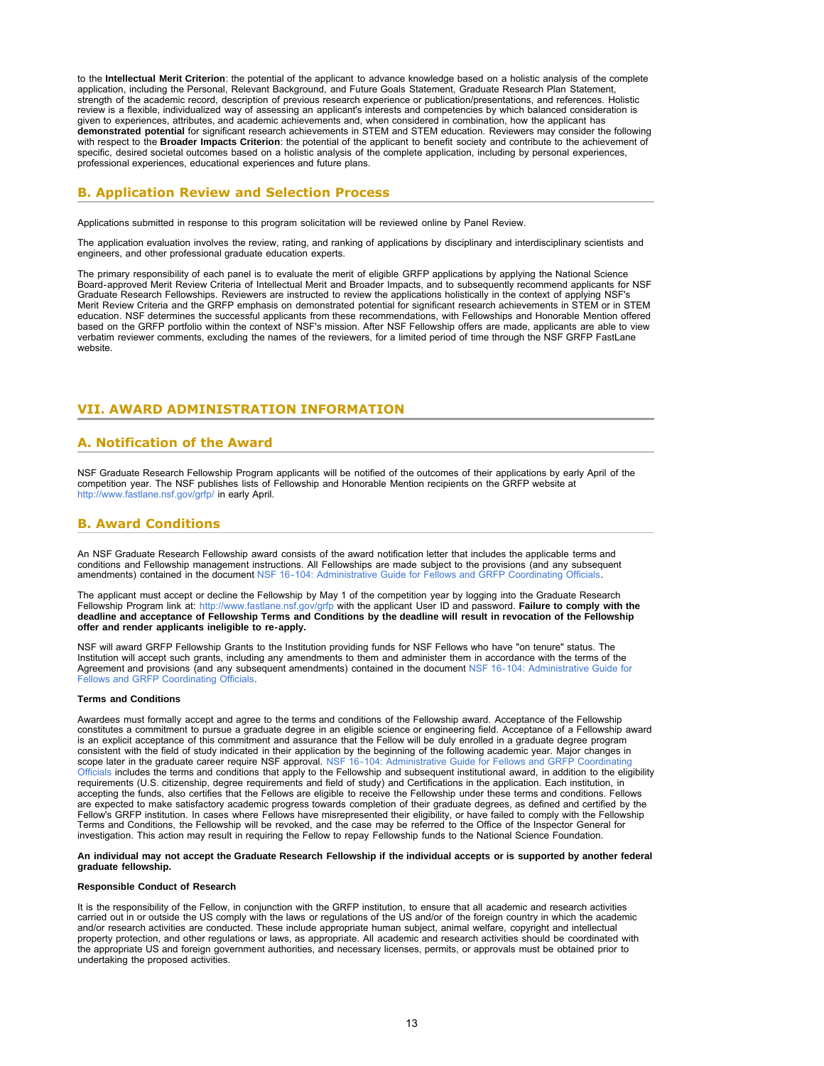to the **Intellectual Merit Criterion**: the potential of the applicant to advance knowledge based on a holistic analysis of the complete application, including the Personal, Relevant Background, and Future Goals Statement, Graduate Research Plan Statement, strength of the academic record, description of previous research experience or publication/presentations, and references. Holistic review is a flexible, individualized way of assessing an applicant's interests and competencies by which balanced consideration is given to experiences, attributes, and academic achievements and, when considered in combination, how the applicant has **demonstrated potential** for significant research achievements in STEM and STEM education. Reviewers may consider the following with respect to the **Broader Impacts Criterion**: the potential of the applicant to benefit society and contribute to the achievement of specific, desired societal outcomes based on a holistic analysis of the complete application, including by personal experiences, professional experiences, educational experiences and future plans.

## B. Application Review and Selection Process

Applications submitted in response to this program solicitation will be reviewed online by Panel Review.

The application evaluation involves the review, rating, and ranking of applications by disciplinary and interdisciplinary scientists and engineers, and other professional graduate education experts.

The primary responsibility of each panel is to evaluate the merit of eligible GRFP applications by applying the National Science Board-approved Merit Review Criteria of Intellectual Merit and Broader Impacts, and to subsequently recommend applicants for NSF Graduate Research Fellowships. Reviewers are instructed to review the applications holistically in the context of applying NSF's Merit Review Criteria and the GRFP emphasis on demonstrated potential for significant research achievements in STEM or in STEM education. NSF determines the successful applicants from these recommendations, with Fellowships and Honorable Mention offered based on the GRFP portfolio within the context of NSF's mission. After NSF Fellowship offers are made, applicants are able to view verbatim reviewer comments, excluding the names of the reviewers, for a limited period of time through the NSF GRFP FastLane website.

# VII. AWARD ADMINISTRATION INFORMATION

## A. Notification of the Award

NSF Graduate Research Fellowship Program applicants will be notified of the outcomes of their applications by early April of the competition year. The NSF publishes lists of Fellowship and Honorable Mention recipients on the GRFP website at http://www.fastlane.nsf.gov/grfp/ in early April.

## B. Award Conditions

An NSF Graduate Research Fellowship award consists of the award notification letter that includes the applicable terms and conditions and Fellowship management instructions. All Fellowships are made subject to the provisions (and any subsequent amendments) contained in the document NSF 16-104: Administrative Guide for Fellows and GRFP Coordinating Officials.

The applicant must accept or decline the Fellowship by May 1 of the competition year by logging into the Graduate Research Fellowship Program link at: http://www.fastlane.nsf.gov/grfp with the applicant User ID and password. **Failure to comply with the deadline and acceptance of Fellowship Terms and Conditions by the deadline will result in revocation of the Fellowship offer and render applicants ineligible to re-apply.**

NSF will award GRFP Fellowship Grants to the Institution providing funds for NSF Fellows who have "on tenure" status. The Institution will accept such grants, including any amendments to them and administer them in accordance with the terms of the Agreement and provisions (and any subsequent amendments) contained in the document NSF 16-104: Administrative Guide for Fellows and GRFP Coordinating Officials.

**Terms and Conditions**

Awardees must formally accept and agree to the terms and conditions of the Fellowship award. Acceptance of the Fellowship constitutes a commitment to pursue a graduate degree in an eligible science or engineering field. Acceptance of a Fellowship award is an explicit acceptance of this commitment and assurance that the Fellow will be duly enrolled in a graduate degree program consistent with the field of study indicated in their application by the beginning of the following academic year. Major changes in scope later in the graduate career require NSF approval. NSF 16-104: Administrative Guide for Fellows and GRFP Coordinating Officials includes the terms and conditions that apply to the Fellowship and subsequent institutional award, in addition to the eligibility requirements (U.S. citizenship, degree requirements and field of study) and Certifications in the application. Each institution, in accepting the funds, also certifies that the Fellows are eligible to receive the Fellowship under these terms and conditions. Fellows are expected to make satisfactory academic progress towards completion of their graduate degrees, as defined and certified by the Fellow's GRFP institution. In cases where Fellows have misrepresented their eligibility, or have failed to comply with the Fellowship Terms and Conditions, the Fellowship will be revoked, and the case may be referred to the Office of the Inspector General for investigation. This action may result in requiring the Graduate Research Fellow to repay Fellowship funds to the National Science Foundation.

**An individual may not accept the Graduate Research Fellowship if the individual accepts or is supported by another federal graduate fellowship.**

**Responsible Conduct of Research**

It is the responsibility of the Fellow, in conjunction with the GRFP institution, to ensure that all academic and research activities carried out in or outside the US comply with the laws or regulations of the US and/or of the foreign country in which the academic and/or research activities are conducted. These include appropriate human subject, animal welfare, copyright and intellectual property protection, and other regulations or laws, as appropriate. All academic and research activities should be coordinated with the appropriate US and foreign government authorities, and necessary licenses, permits, or approvals must be obtained prior to undertaking the proposed activities.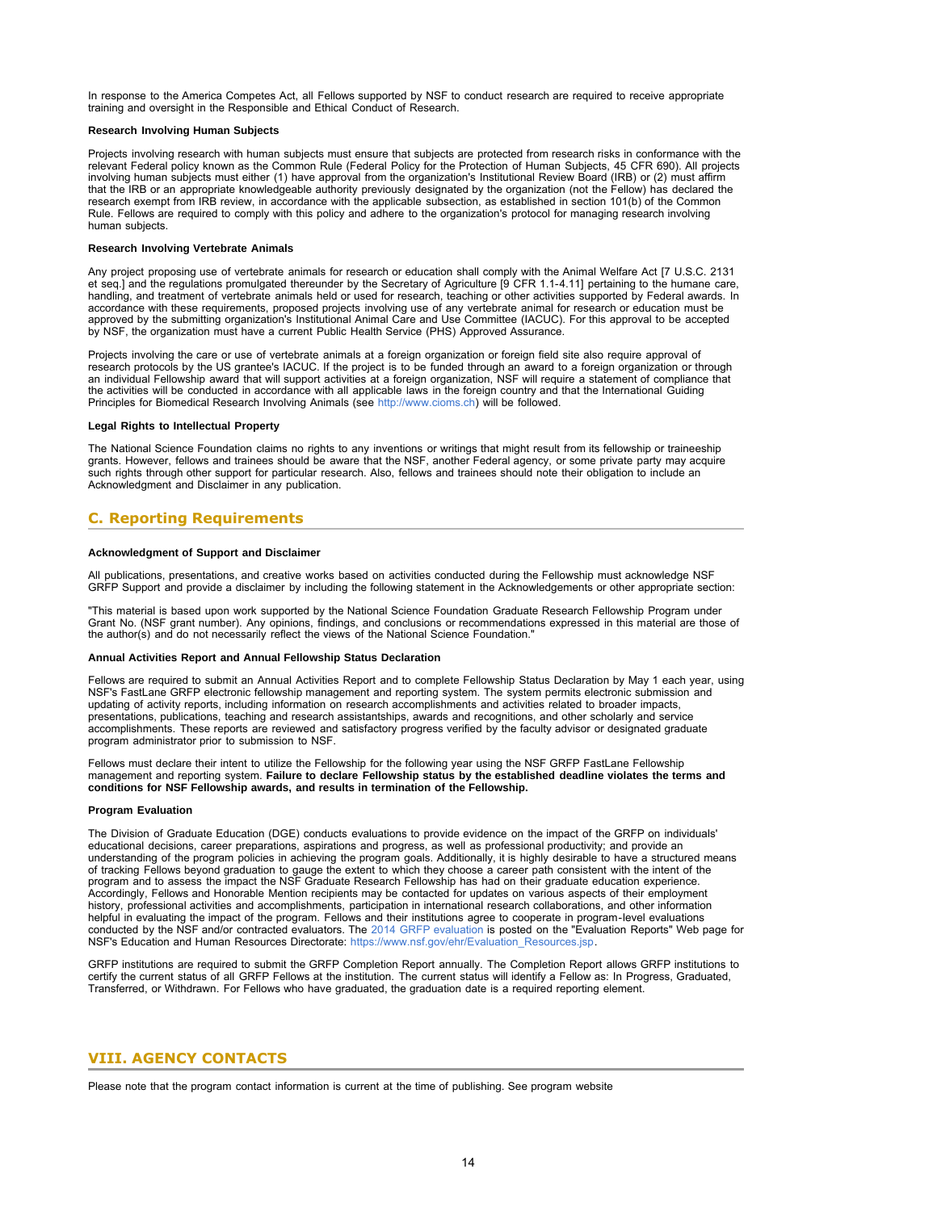In response to the America Competes Act, all Fellows supported by NSF to conduct research are required to receive appropriate training and oversight in the Responsible and Ethical Conduct of Research.

**Research Involving Human Subjects**

Projects involving research with human subjects must ensure that subjects are protected from research risks in conformance with the relevant Federal policy known as the Common Rule (Federal Policy for the Protection of Human Subjects, 45 CFR 690). All projects involving human subjects must either (1) have approval from the organization's Institutional Review Board (IRB) or (2) must affirm that the IRB or an appropriate knowledgeable authority previously designated by the organization (not the Fellow) has declared the research exempt from IRB review, in accordance with the applicable subsection, as established in section 101(b) of the Common Rule. Fellows are required to comply with this policy and adhere to the organization's protocol for managing research involving human subjects.

**Research Involving Vertebrate Animals**

Any project proposing use of vertebrate animals for research or education shall comply with the Animal Welfare Act [7 U.S.C. 2131 et seq.] and the regulations promulgated thereunder by the Secretary of Agriculture [9 CFR 1.1-4.11] pertaining to the humane care, handling, and treatment of vertebrate animals held or used for research, teaching or other activities supported by Federal awards. In accordance with these requirements, proposed projects involving use of any vertebrate animal for research or education must be approved by the submitting organization's Institutional Animal Care and Use Committee (IACUC). For this approval to be accepted by NSF, the organization must have a current Public Health Service (PHS) Approved Assurance.

Projects involving the care or use of vertebrate animals at a foreign organization or foreign field site also require approval of research protocols by the US grantee's IACUC. If the project is to be funded through an award to a foreign organization or through an individual Fellowship award that will support activities at a foreign organization, NSF will require a statement of compliance that the activities will be conducted in accordance with all applicable laws in the foreign country and that the International Guiding Principles for Biomedical Research Involving Animals (see http://www.cioms.ch) will be followed.

**Legal Rights to Intellectual Property**

The National Science Foundation claims no rights to any inventions or writings that might result from its fellowship or traineeship grants. However, fellows and trainees should be aware that the NSF, another Federal agency, or some private party may acquire such rights through other support for particular research. Also, fellows and trainees should note their obligation to include an Acknowledgment and Disclaimer in any publication.

## C. Reporting Requirements

**Acknowledgment of Support and Disclaimer**

All publications, presentations, and creative works based on activities conducted during the Fellowship must acknowledge NSF GRFP Support and provide a disclaimer by including the following statement in the Acknowledgements or other appropriate section:

"This material is based upon work supported by the National Science Foundation Graduate Research Fellowship Program under Grant No. (NSF grant number). Any opinions, findings, and conclusions or recommendations expressed in this material are those of the author(s) and do not necessarily reflect the views of the National Science Foundation."

**Annual Activities Report and Annual Fellowship Status Declaration**

Fellows are required to submit an Annual Activities Report and to complete Fellowship Status Declaration by May 1 each year, using NSF's FastLane GRFP electronic fellowship management and reporting system. The system permits electronic submission and updating of activity reports, including information on research accomplishments and activities related to broader impacts, presentations, publications, teaching and research assistantships, awards and recognitions, and other scholarly and service accomplishments. These reports are reviewed and satisfactory progress verified by the faculty advisor or designated graduate program administrator prior to submission to NSF.

Fellows must declare their intent to utilize the Fellowship for the following year using the NSF GRFP FastLane Fellowship management and reporting system. **Failure to declare Fellowship status by the established deadline violates the terms and conditions for NSF Fellowship awards, and results in termination of the Fellowship.**

**Program Evaluation**

The Division of Graduate Education (DGE) conducts evaluations to provide evidence on the impact of the GRFP on individuals' educational decisions, career preparations, aspirations and progress, as well as professional productivity; and provide an understanding of the program policies in achieving the program goals. Additionally, it is highly desirable to have a structured means of tracking Fellows beyond graduation to gauge the extent to which they choose a career path consistent with the intent of the program and to assess the impact the NSF Graduate Research Fellowship has had on their graduate education experience. Accordingly, Fellows and Honorable Mention recipients may be contacted for updates on various aspects of their employment history, professional activities and accomplishments, participation in international research collaborations, and other information helpful in evaluating the impact of the program. Fellows and their institutions agree to cooperate in program-level evaluations conducted by the NSF and/or contracted evaluators. The 2014 GRFP evaluation is posted on the "Evaluation Reports" Web page for NSF's Education and Human Resources Directorate: https://www.nsf.gov/ehr/Evaluation_Resources.jsp.

GRFP institutions are required to submit the GRFP Completion Report annually. The Completion Report allows GRFP institutions to certify the current status of all GRFP Fellows at the institution. The current status will identify a Fellow as: In Progress, Graduated, Transferred, or Withdrawn. For Fellows who have graduated, the graduation date is a required reporting element.

# VIII. AGENCY CONTACTS

Please note that the program contact information is current at the time of publishing. See program website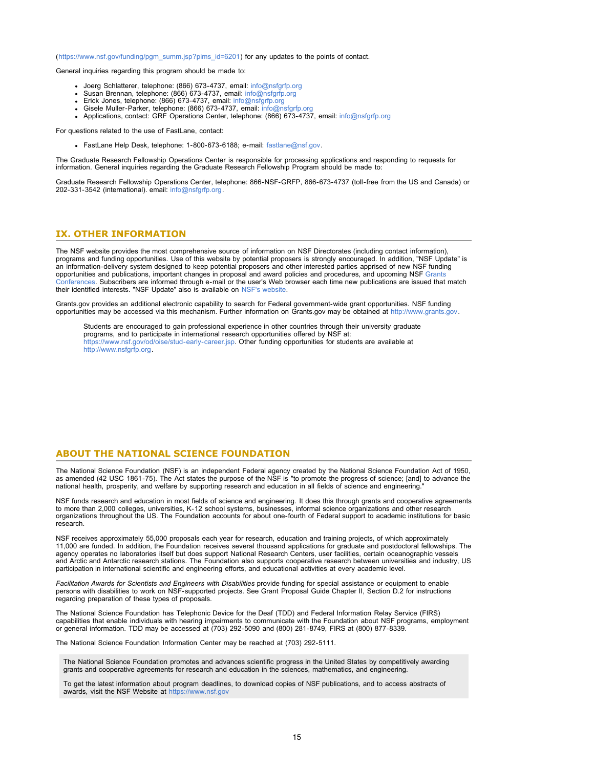(https://www.nsf.gov/funding/pgm_summ.jsp?pims_id=6201) for any updates to the points of contact.

General inquiries regarding this program should be made to:

- Joerg Schlatterer, telephone: (866) 673-4737, email: info@nsfgrfp.org
- Susan Brennan, telephone: (866) 673-4737, email: info@nsfgrfp.org
- Erick Jones, telephone: (866) 673-4737, email: info@nsfgrfp.org
- Gisele Muller-Parker, telephone: (866) 673-4737, email: info@nsfgrfp.org
- Applications, contact: GRF Operations Center, telephone: (866) 673-4737, email: info@nsfgrfp.org

For questions related to the use of FastLane, contact:

- FastLane Help Desk, telephone: 1-800-673-6188; e-mail: fastlane@nsf.gov.

The Graduate Research Fellowship Operations Center is responsible for processing applications and responding to requests for information. General inquiries regarding the Graduate Research Fellowship Program should be made to:

Graduate Research Fellowship Operations Center, telephone: 866-NSF-GRFP, 866-673-4737 (toll-free from the US and Canada) or 202-331-3542 (international). email: info@nsfgrfp.org.

## IX. OTHER INFORMATION

The NSF website provides the most comprehensive source of information on NSF Directorates (including contact information), programs and funding opportunities. Use of this website by potential proposers is strongly encouraged. In addition, "NSF Update" is an information-delivery system designed to keep potential proposers and other interested parties apprised of new NSF funding opportunities and publications, important changes in proposal and award policies and procedures, and upcoming NSF Grants Conferences. Subscribers are informed through e-mail or the user's Web browser each time new publications are issued that match their identified interests. "NSF Update" also is available on NSF's website.

Grants.gov provides an additional electronic capability to search for Federal government-wide grant opportunities. NSF funding opportunities may be accessed via this mechanism. Further information on Grants.gov may be obtained at http://www.grants.gov.

> Students are encouraged to gain professional experience in other countries through their university graduate programs, and to participate in international research opportunities offered by NSF at: https://www.nsf.gov/od/oise/stud-early-career.jsp. Other funding opportunities for students are available at http://www.nsfgrfp.org.

## ABOUT THE NATIONAL SCIENCE FOUNDATION

The National Science Foundation (NSF) is an independent Federal agency created by the National Science Foundation Act of 1950, as amended (42 USC 1861-75). The Act states the purpose of the NSF is "to promote the progress of science; [and] to advance the national health, prosperity, and welfare by supporting research and education in all fields of science and engineering."

NSF funds research and education in most fields of science and engineering. It does this through grants and cooperative agreements to more than 2,000 colleges, universities, K-12 school systems, businesses, informal science organizations and other research organizations throughout the US. The Foundation accounts for about one-fourth of Federal support to academic institutions for basic research.

NSF receives approximately 55,000 proposals each year for research, education and training projects, of which approximately 11,000 are funded. In addition, the Foundation receives several thousand applications for graduate and postdoctoral fellowships. The agency operates no laboratories itself but does support National Research Centers, user facilities, certain oceanographic vessels and Arctic and Antarctic research stations. The Foundation also supports cooperative research between universities and industry, US participation in international scientific and engineering efforts, and educational activities at every academic level.

*Facilitation Awards for Scientists and Engineers with Disabilities* provide funding for special assistance or equipment to enable persons with disabilities to work on NSF-supported projects. See Grant Proposal Guide Chapter II, Section D.2 for instructions regarding preparation of these types of proposals.

The National Science Foundation has Telephonic Device for the Deaf (TDD) and Federal Information Relay Service (FIRS) capabilities that enable individuals with hearing impairments to communicate with the Foundation about NSF programs, employment or general information. TDD may be accessed at (703) 292-5090 and (800) 281-8749, FIRS at (800) 877-8339.

The National Science Foundation Information Center may be reached at (703) 292-5111.

> The National Science Foundation promotes and advances scientific progress in the United States by competitively awarding grants and cooperative agreements for research and education in the sciences, mathematics, and engineering.
>
> To get the latest information about program deadlines, to download copies of NSF publications, and to access abstracts of awards, visit the NSF Website at https://www.nsf.gov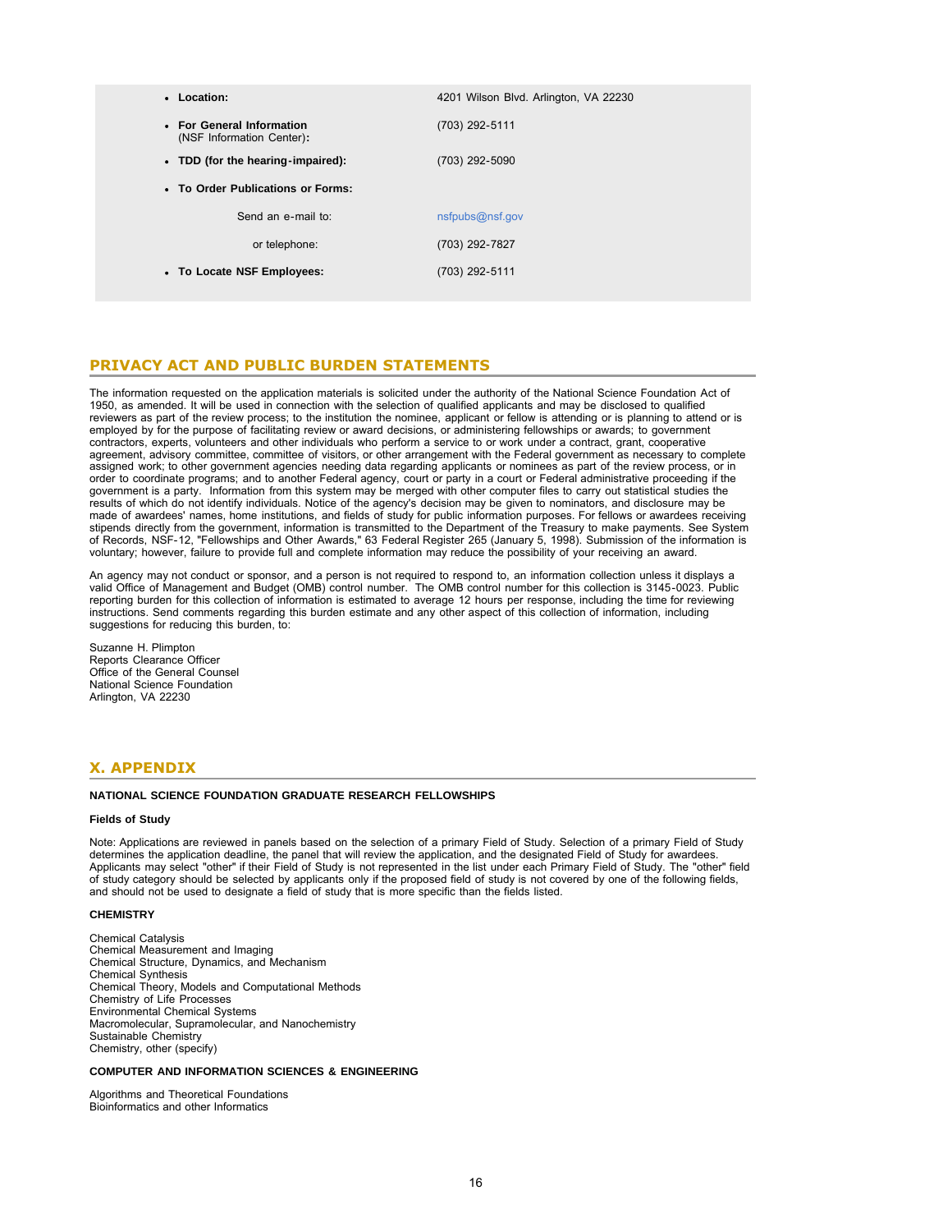- **Location:** 4201 Wilson Blvd. Arlington, VA 22230
- **For General Information** (NSF Information Center)**:** (703) 292-5111
- **TDD (for the hearing-impaired):** (703) 292-5090
- **To Order Publications or Forms:**

  Send an e-mail to: nsfpubs@nsf.gov

  or telephone: (703) 292-7827
- **To Locate NSF Employees:** (703) 292-5111

## PRIVACY ACT AND PUBLIC BURDEN STATEMENTS

The information requested on the application materials is solicited under the authority of the National Science Foundation Act of 1950, as amended. It will be used in connection with the selection of qualified applicants and may be disclosed to qualified reviewers as part of the review process; to the institution the nominee, applicant or fellow is attending or is planning to attend or is employed by for the purpose of facilitating review or award decisions, or administering fellowships or awards; to government contractors, experts, volunteers and other individuals who perform a service to or work under a contract, grant, cooperative agreement, advisory committee, committee of visitors, or other arrangement with the Federal government as necessary to complete assigned work; to other government agencies needing data regarding applicants or nominees as part of the review process, or in order to coordinate programs; and to another Federal agency, court or party in a court or Federal administrative proceeding if the government is a party. Information from this system may be merged with other computer files to carry out statistical studies the results of which do not identify individuals. Notice of the agency's decision may be given to nominators, and disclosure may be made of awardees' names, home institutions, and fields of study for public information purposes. For fellows or awardees receiving stipends directly from the government, information is transmitted to the Department of the Treasury to make payments. See System of Records, NSF-12, "Fellowships and Other Awards," 63 Federal Register 265 (January 5, 1998). Submission of the information is voluntary; however, failure to provide full and complete information may reduce the possibility of your receiving an award.

An agency may not conduct or sponsor, and a person is not required to respond to, an information collection unless it displays a valid Office of Management and Budget (OMB) control number. The OMB control number for this collection is 3145-0023. Public reporting burden for this collection of information is estimated to average 12 hours per response, including the time for reviewing instructions. Send comments regarding this burden estimate and any other aspect of this collection of information, including suggestions for reducing this burden, to:

Suzanne H. Plimpton
Reports Clearance Officer
Office of the General Counsel
National Science Foundation
Arlington, VA 22230

## X. APPENDIX

**NATIONAL SCIENCE FOUNDATION GRADUATE RESEARCH FELLOWSHIPS**

**Fields of Study**

Note: Applications are reviewed in panels based on the selection of a primary Field of Study. Selection of a primary Field of Study determines the application deadline, the panel that will review the application, and the designated Field of Study for awardees. Applicants may select "other" if their Field of Study is not represented in the list under each Primary Field of Study. The "other" field of study category should be selected by applicants only if the proposed field of study is not covered by one of the following fields, and should not be used to designate a field of study that is more specific than the fields listed.

**CHEMISTRY**

Chemical Catalysis
Chemical Measurement and Imaging
Chemical Structure, Dynamics, and Mechanism
Chemical Synthesis
Chemical Theory, Models and Computational Methods
Chemistry of Life Processes
Environmental Chemical Systems
Macromolecular, Supramolecular, and Nanochemistry
Sustainable Chemistry
Chemistry, other (specify)

**COMPUTER AND INFORMATION SCIENCES & ENGINEERING**

Algorithms and Theoretical Foundations
Bioinformatics and other Informatics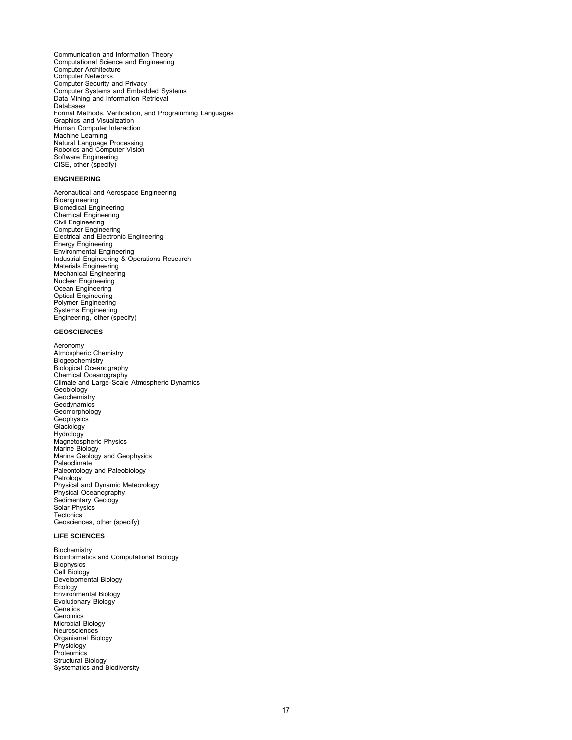Communication and Information Theory
Computational Science and Engineering
Computer Architecture
Computer Networks
Computer Security and Privacy
Computer Systems and Embedded Systems
Data Mining and Information Retrieval
Databases
Formal Methods, Verification, and Programming Languages
Graphics and Visualization
Human Computer Interaction
Machine Learning
Natural Language Processing
Robotics and Computer Vision
Software Engineering
CISE, other (specify)

**ENGINEERING**

Aeronautical and Aerospace Engineering
Bioengineering
Biomedical Engineering
Chemical Engineering
Civil Engineering
Computer Engineering
Electrical and Electronic Engineering
Energy Engineering
Environmental Engineering
Industrial Engineering & Operations Research
Materials Engineering
Mechanical Engineering
Nuclear Engineering
Ocean Engineering
Optical Engineering
Polymer Engineering
Systems Engineering
Engineering, other (specify)

**GEOSCIENCES**

Aeronomy
Atmospheric Chemistry
Biogeochemistry
Biological Oceanography
Chemical Oceanography
Climate and Large-Scale Atmospheric Dynamics
Geobiology
Geochemistry
Geodynamics
Geomorphology
Geophysics
Glaciology
Hydrology
Magnetospheric Physics
Marine Biology
Marine Geology and Geophysics
Paleoclimate
Paleontology and Paleobiology
Petrology
Physical and Dynamic Meteorology
Physical Oceanography
Sedimentary Geology
Solar Physics
Tectonics
Geosciences, other (specify)

**LIFE SCIENCES**

Biochemistry
Bioinformatics and Computational Biology
Biophysics
Cell Biology
Developmental Biology
Ecology
Environmental Biology
Evolutionary Biology
Genetics
Genomics
Microbial Biology
Neurosciences
Organismal Biology
Physiology
Proteomics
Structural Biology
Systematics and Biodiversity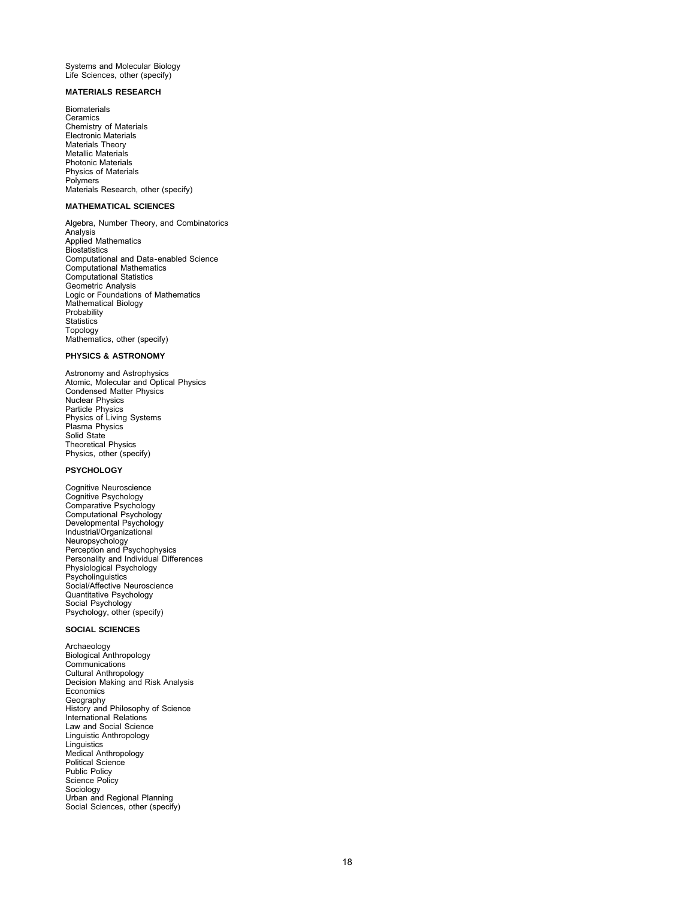Systems and Molecular Biology
Life Sciences, other (specify)

**MATERIALS RESEARCH**

Biomaterials
Ceramics
Chemistry of Materials
Electronic Materials
Materials Theory
Metallic Materials
Photonic Materials
Physics of Materials
Polymers
Materials Research, other (specify)

**MATHEMATICAL SCIENCES**

Algebra, Number Theory, and Combinatorics
Analysis
Applied Mathematics
Biostatistics
Computational and Data-enabled Science
Computational Mathematics
Computational Statistics
Geometric Analysis
Logic or Foundations of Mathematics
Mathematical Biology
Probability
Statistics
Topology
Mathematics, other (specify)

**PHYSICS & ASTRONOMY**

Astronomy and Astrophysics
Atomic, Molecular and Optical Physics
Condensed Matter Physics
Nuclear Physics
Particle Physics
Physics of Living Systems
Plasma Physics
Solid State
Theoretical Physics
Physics, other (specify)

**PSYCHOLOGY**

Cognitive Neuroscience
Cognitive Psychology
Comparative Psychology
Computational Psychology
Developmental Psychology
Industrial/Organizational
Neuropsychology
Perception and Psychophysics
Personality and Individual Differences
Physiological Psychology
Psycholinguistics
Social/Affective Neuroscience
Quantitative Psychology
Social Psychology
Psychology, other (specify)

**SOCIAL SCIENCES**

Archaeology
Biological Anthropology
Communications
Cultural Anthropology
Decision Making and Risk Analysis
Economics
Geography
History and Philosophy of Science
International Relations
Law and Social Science
Linguistic Anthropology
Linguistics
Medical Anthropology
Political Science
Public Policy
Science Policy
Sociology
Urban and Regional Planning
Social Sciences, other (specify)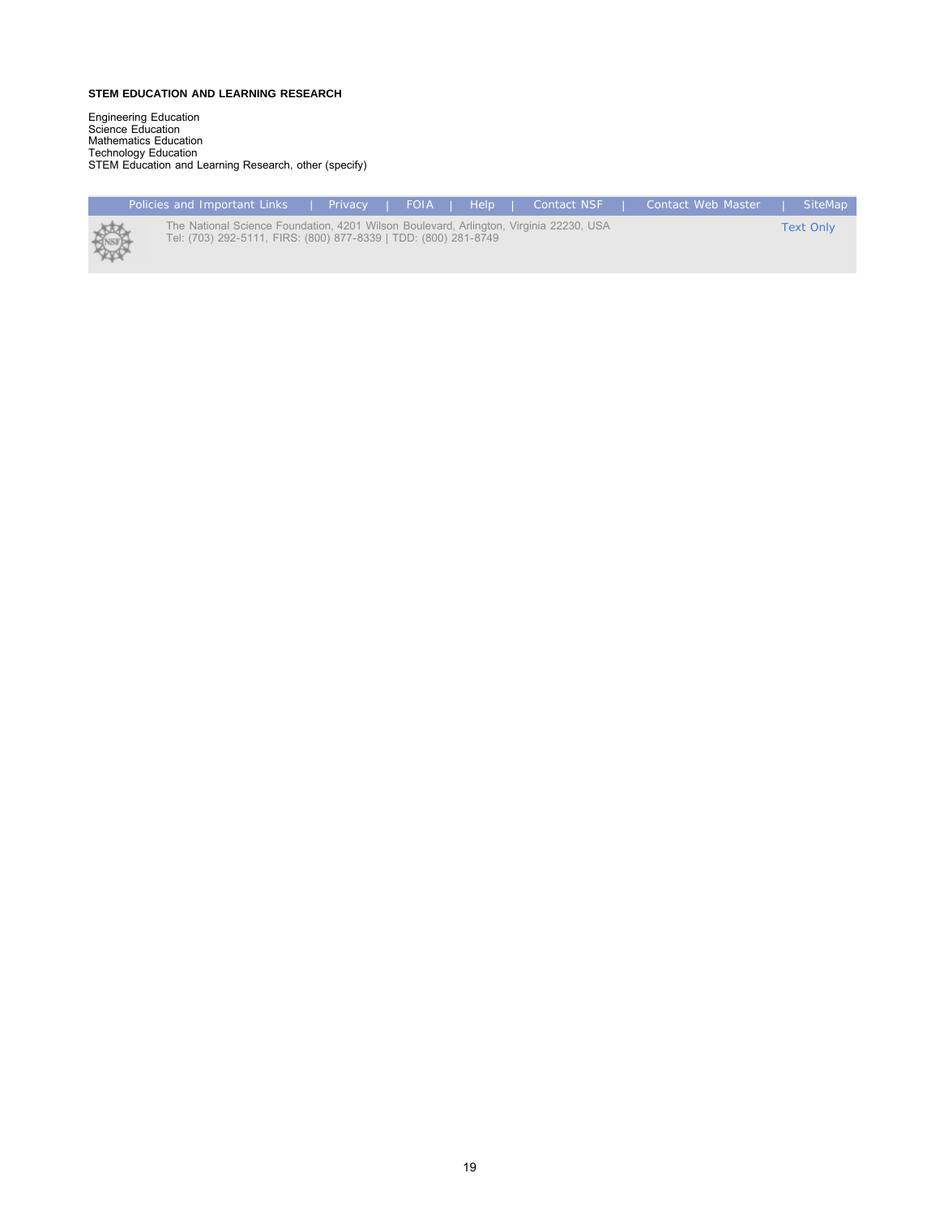**STEM EDUCATION AND LEARNING RESEARCH**

Engineering Education
Science Education
Mathematics Education
Technology Education
STEM Education and Learning Research, other (specify)

Policies and Important Links | Privacy | FOIA | Help | Contact NSF | Contact Web Master | SiteMap

The National Science Foundation, 4201 Wilson Boulevard, Arlington, Virginia 22230, USA
Tel: (703) 292-5111, FIRS: (800) 877-8339 | TDD: (800) 281-8749

Text Only